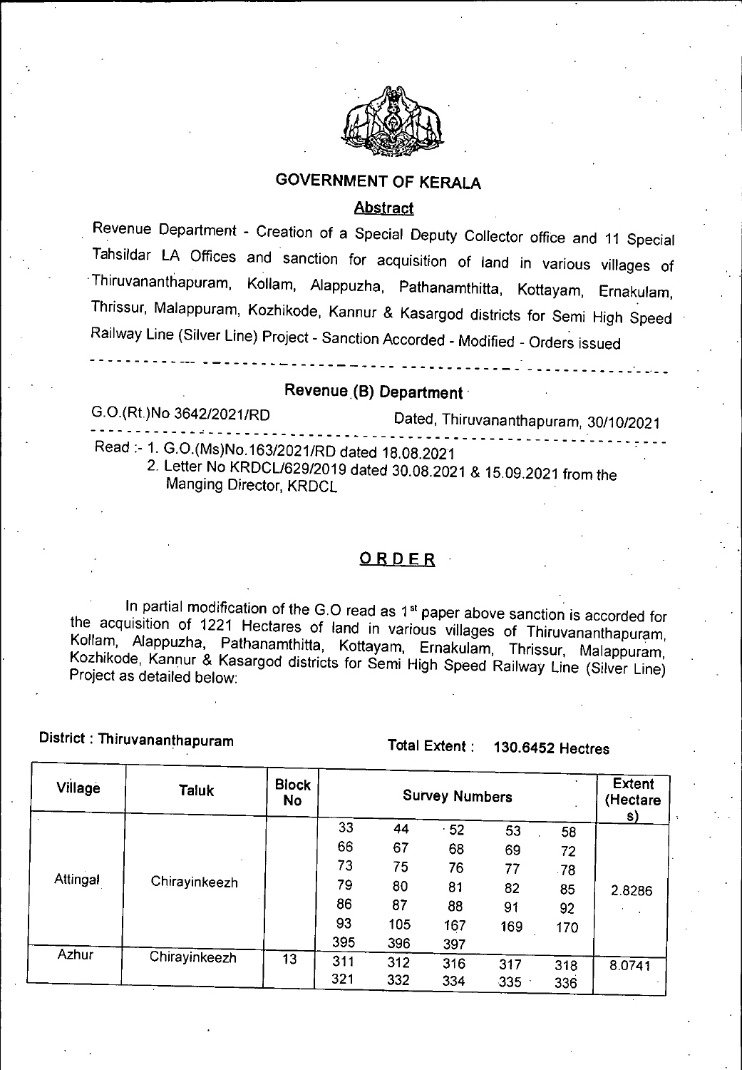# GOVERNMENT OF KERALA

## Abstract

Revenue Department - Creation of a Special Deputy Collector office and 11 Special Tahsildar LA Offices and sanction for acquisition of land in various villages of Thiruvananthapuram, Kollam, Alappuzha, Pathanamthitta, Kottayam, Ernakulam, Thrissur, Malappuram, Kozhikode, Kannur & Kasargod districts for Semi High Speed Railway Line (Silver Line) Project - Sanction Accorded - Modified - Orders issued

---

### Revenue (B) Department

G.O.(Rt.)No 3642/2021/RD Dated, Thiruvananthapuram, 30/10/2021

---

Read :- 1. G.O.(Ms)No.163/2021/RD dated 18.08.2021

2. Letter No KRDCL/629/2019 dated 30.08.2021 & 15.09.2021 from the Manging Director, KRDCL

## ORDER

In partial modification of the G.O read as 1st paper above sanction is accorded for the acquisition of 1221 Hectares of land in various villages of Thiruvananthapuram, Kollam, Alappuzha, Pathanamthitta, Kottayam, Ernakulam, Thrissur, Malappuram, Kozhikode, Kannur & Kasargod districts for Semi High Speed Railway Line (Silver Line) Project as detailed below:

**District : Thiruvananthapuram** **Total Extent : 130.6452 Hectres**

| Village | Taluk | Block No | Survey Numbers | | | | | Extent (Hectares) |
|---|---|---|---|---|---|---|---|---|
| Attingal | Chirayinkeezh | | 33 | 44 | 52 | 53 | 58 | 2.8286 |
| | | | 66 | 67 | 68 | 69 | 72 | |
| | | | 73 | 75 | 76 | 77 | 78 | |
| | | | 79 | 80 | 81 | 82 | 85 | |
| | | | 86 | 87 | 88 | 91 | 92 | |
| | | | 93 | 105 | 167 | 169 | 170 | |
| | | | 395 | 396 | 397 | | | |
| Azhur | Chirayinkeezh | 13 | 311 | 312 | 316 | 317 | 318 | 8.0741 |
| | | | 321 | 332 | 334 | 335 | 336 | |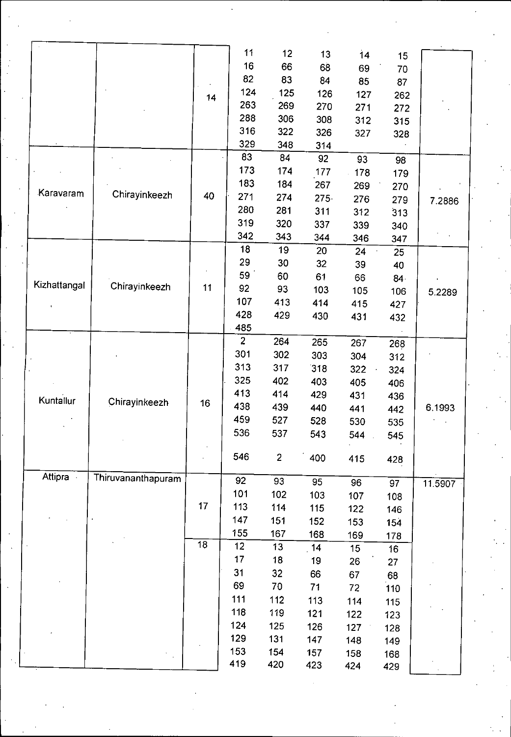| | | | | | | | | |
|---|---|---|---|---|---|---|---|---|
| | | 14 | 11 | 12 | 13 | 14 | 15 | |
| | | | 16 | 66 | 68 | 69 | 70 | |
| | | | 82 | 83 | 84 | 85 | 87 | |
| | | | 124 | 125 | 126 | 127 | 262 | |
| | | | 263 | 269 | 270 | 271 | 272 | |
| | | | 288 | 306 | 308 | 312 | 315 | |
| | | | 316 | 322 | 326 | 327 | 328 | |
| | | | 329 | 348 | 314 | | | |
| Karavaram | Chirayinkeezh | 40 | 83 | 84 | 92 | 93 | 98 | 7.2886 |
| | | | 173 | 174 | 177 | 178 | 179 | |
| | | | 183 | 184 | 267 | 269 | 270 | |
| | | | 271 | 274 | 275 | 276 | 279 | |
| | | | 280 | 281 | 311 | 312 | 313 | |
| | | | 319 | 320 | 337 | 339 | 340 | |
| | | | 342 | 343 | 344 | 346 | 347 | |
| Kizhattangal | Chirayinkeezh | 11 | 18 | 19 | 20 | 24 | 25 | 5.2289 |
| | | | 29 | 30 | 32 | 39 | 40 | |
| | | | 59 | 60 | 61 | 66 | 84 | |
| | | | 92 | 93 | 103 | 105 | 106 | |
| | | | 107 | 413 | 414 | 415 | 427 | |
| | | | 428 | 429 | 430 | 431 | 432 | |
| | | | 485 | | | | | |
| Kuntallur | Chirayinkeezh | 16 | 2 | 264 | 265 | 267 | 268 | 6.1993 |
| | | | 301 | 302 | 303 | 304 | 312 | |
| | | | 313 | 317 | 318 | 322 | 324 | |
| | | | 325 | 402 | 403 | 405 | 406 | |
| | | | 413 | 414 | 429 | 431 | 436 | |
| | | | 438 | 439 | 440 | 441 | 442 | |
| | | | 459 | 527 | 528 | 530 | 535 | |
| | | | 536 | 537 | 543 | 544 | 545 | |
| | | | 546 | 2 | 400 | 415 | 428 | |
| Attipra | Thiruvananthapuram | 17 | 92 | 93 | 95 | 96 | 97 | 11.5907 |
| | | | 101 | 102 | 103 | 107 | 108 | |
| | | | 113 | 114 | 115 | 122 | 146 | |
| | | | 147 | 151 | 152 | 153 | 154 | |
| | | | 155 | 167 | 168 | 169 | 178 | |
| | | 18 | 12 | 13 | 14 | 15 | 16 | |
| | | | 17 | 18 | 19 | 26 | 27 | |
| | | | 31 | 32 | 66 | 67 | 68 | |
| | | | 69 | 70 | 71 | 72 | 110 | |
| | | | 111 | 112 | 113 | 114 | 115 | |
| | | | 118 | 119 | 121 | 122 | 123 | |
| | | | 124 | 125 | 126 | 127 | 128 | |
| | | | 129 | 131 | 147 | 148 | 149 | |
| | | | 153 | 154 | 157 | 158 | 168 | |
| | | | 419 | 420 | 423 | 424 | 429 | |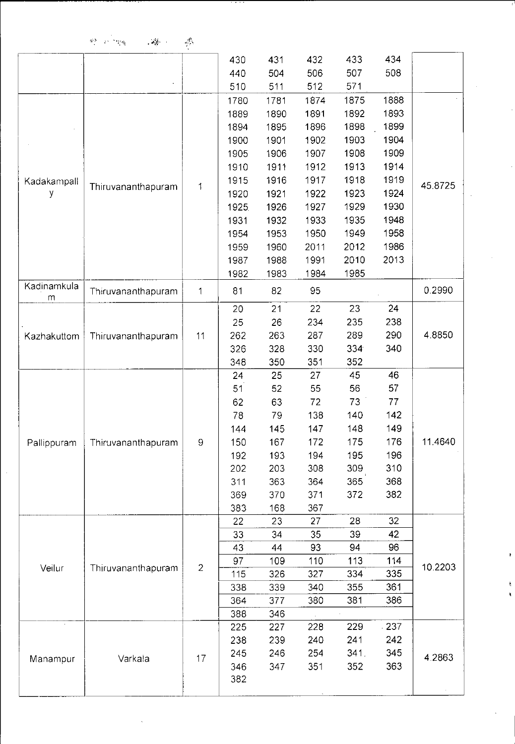| | | | | | | | | |
|---|---|---|---|---|---|---|---|---|
| | | | 430 | 431 | 432 | 433 | 434 | |
| | | | 440 | 504 | 506 | 507 | 508 | |
| | | | 510 | 511 | 512 | 571 | | |
| Kadakampally | Thiruvananthapuram | 1 | 1780 | 1781 | 1874 | 1875 | 1888 | 45.8725 |
| | | | 1889 | 1890 | 1891 | 1892 | 1893 | |
| | | | 1894 | 1895 | 1896 | 1898 | 1899 | |
| | | | 1900 | 1901 | 1902 | 1903 | 1904 | |
| | | | 1905 | 1906 | 1907 | 1908 | 1909 | |
| | | | 1910 | 1911 | 1912 | 1913 | 1914 | |
| | | | 1915 | 1916 | 1917 | 1918 | 1919 | |
| | | | 1920 | 1921 | 1922 | 1923 | 1924 | |
| | | | 1925 | 1926 | 1927 | 1929 | 1930 | |
| | | | 1931 | 1932 | 1933 | 1935 | 1948 | |
| | | | 1954 | 1953 | 1950 | 1949 | 1958 | |
| | | | 1959 | 1960 | 2011 | 2012 | 1986 | |
| | | | 1987 | 1988 | 1991 | 2010 | 2013 | |
| | | | 1982 | 1983 | 1984 | 1985 | | |
| Kadinamkulam | Thiruvananthapuram | 1 | 81 | 82 | 95 | | | 0.2990 |
| Kazhakuttom | Thiruvananthapuram | 11 | 20 | 21 | 22 | 23 | 24 | 4.8850 |
| | | | 25 | 26 | 234 | 235 | 238 | |
| | | | 262 | 263 | 287 | 289 | 290 | |
| | | | 326 | 328 | 330 | 334 | 340 | |
| | | | 348 | 350 | 351 | 352 | | |
| Pallippuram | Thiruvananthapuram | 9 | 24 | 25 | 27 | 45 | 46 | 11.4640 |
| | | | 51 | 52 | 55 | 56 | 57 | |
| | | | 62 | 63 | 72 | 73 | 77 | |
| | | | 78 | 79 | 138 | 140 | 142 | |
| | | | 144 | 145 | 147 | 148 | 149 | |
| | | | 150 | 167 | 172 | 175 | 176 | |
| | | | 192 | 193 | 194 | 195 | 196 | |
| | | | 202 | 203 | 308 | 309 | 310 | |
| | | | 311 | 363 | 364 | 365 | 368 | |
| | | | 369 | 370 | 371 | 372 | 382 | |
| | | | 383 | 168 | 367 | | | |
| Veilur | Thiruvananthapuram | 2 | 22 | 23 | 27 | 28 | 32 | 10.2203 |
| | | | 33 | 34 | 35 | 39 | 42 | |
| | | | 43 | 44 | 93 | 94 | 96 | |
| | | | 97 | 109 | 110 | 113 | 114 | |
| | | | 115 | 326 | 327 | 334 | 335 | |
| | | | 338 | 339 | 340 | 355 | 361 | |
| | | | 364 | 377 | 380 | 381 | 386 | |
| | | | 388 | 346 | | | | |
| Manampur | Varkala | 17 | 225 | 227 | 228 | 229 | 237 | 4.2863 |
| | | | 238 | 239 | 240 | 241 | 242 | |
| | | | 245 | 246 | 254 | 341 | 345 | |
| | | | 346 | 347 | 351 | 352 | 363 | |
| | | | 382 | | | | | |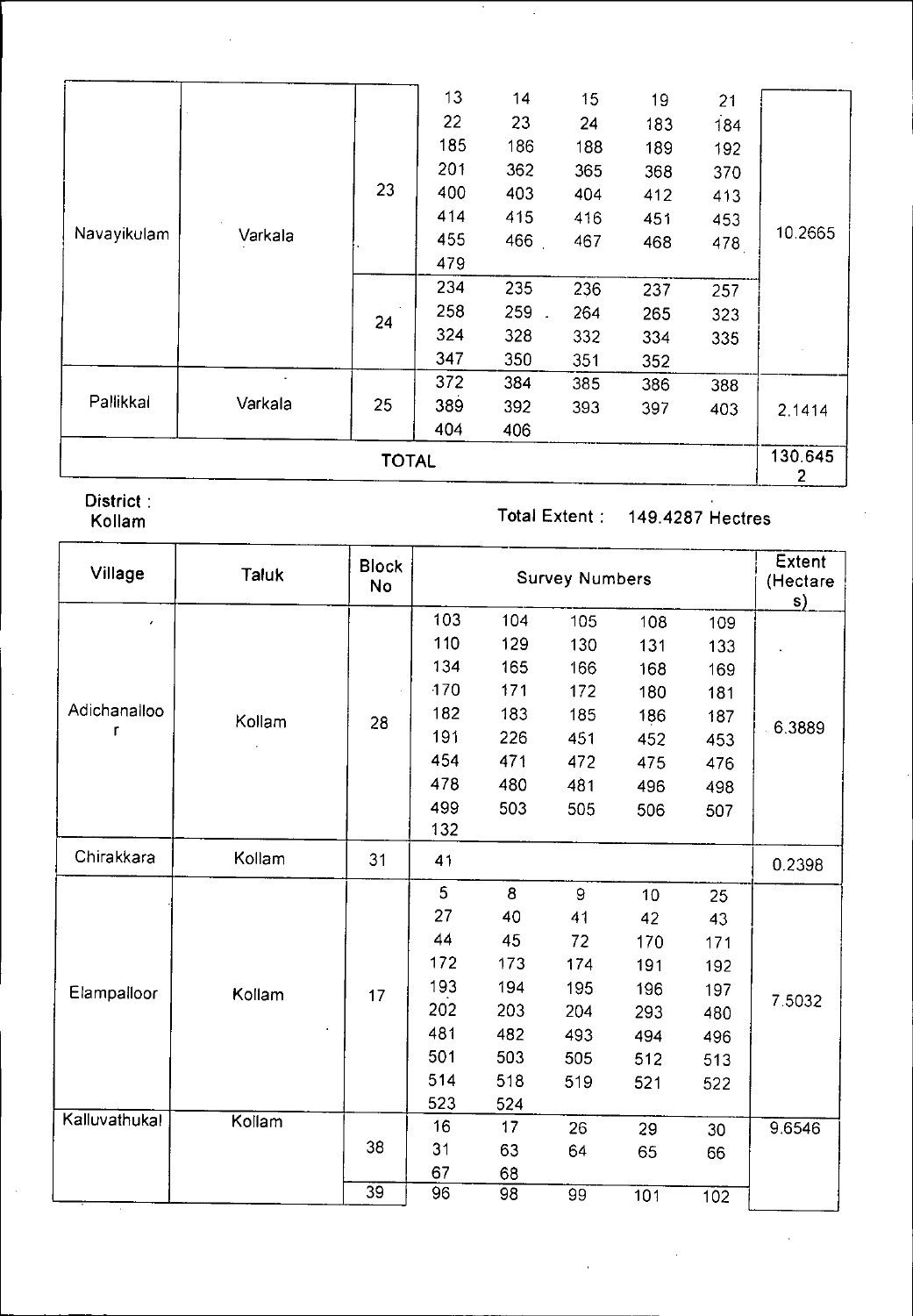| Village | Taluk | Block No | Survey Numbers | | | | | Extent (Hectares) |
|---|---|---|---|---|---|---|---|---|
| Navayikulam | Varkala | 23 | 13 | 14 | 15 | 19 | 21 | 10.2665 |
| | | | 22 | 23 | 24 | 183 | 184 | |
| | | | 185 | 186 | 188 | 189 | 192 | |
| | | | 201 | 362 | 365 | 368 | 370 | |
| | | | 400 | 403 | 404 | 412 | 413 | |
| | | | 414 | 415 | 416 | 451 | 453 | |
| | | | 455 | 466 | 467 | 468 | 478 | |
| | | | 479 | | | | | |
| | | 24 | 234 | 235 | 236 | 237 | 257 | |
| | | | 258 | 259 | 264 | 265 | 323 | |
| | | | 324 | 328 | 332 | 334 | 335 | |
| | | | 347 | 350 | 351 | 352 | | |
| Pallikkal | Varkala | 25 | 372 | 384 | 385 | 386 | 388 | 2.1414 |
| | | | 389 | 392 | 393 | 397 | 403 | |
| | | | 404 | 406 | | | | |
| TOTAL | | | | | | | | 130.6452 |

**District :** Kollam

**Total Extent :** 149.4287 Hectres

| Village | Taluk | Block No | Survey Numbers | | | | | Extent (Hectares) |
|---|---|---|---|---|---|---|---|---|
| Adichanalloor | Kollam | 28 | 103 | 104 | 105 | 108 | 109 | 6.3889 |
| | | | 110 | 129 | 130 | 131 | 133 | |
| | | | 134 | 165 | 166 | 168 | 169 | |
| | | | 170 | 171 | 172 | 180 | 181 | |
| | | | 182 | 183 | 185 | 186 | 187 | |
| | | | 191 | 226 | 451 | 452 | 453 | |
| | | | 454 | 471 | 472 | 475 | 476 | |
| | | | 478 | 480 | 481 | 496 | 498 | |
| | | | 499 | 503 | 505 | 506 | 507 | |
| | | | 132 | | | | | |
| Chirakkara | Kollam | 31 | 41 | | | | | 0.2398 |
| Elampalloor | Kollam | 17 | 5 | 8 | 9 | 10 | 25 | 7.5032 |
| | | | 27 | 40 | 41 | 42 | 43 | |
| | | | 44 | 45 | 72 | 170 | 171 | |
| | | | 172 | 173 | 174 | 191 | 192 | |
| | | | 193 | 194 | 195 | 196 | 197 | |
| | | | 202 | 203 | 204 | 293 | 480 | |
| | | | 481 | 482 | 493 | 494 | 496 | |
| | | | 501 | 503 | 505 | 512 | 513 | |
| | | | 514 | 518 | 519 | 521 | 522 | |
| | | | 523 | 524 | | | | |
| Kalluvathukal | Kollam | 38 | 16 | 17 | 26 | 29 | 30 | 9.6546 |
| | | | 31 | 63 | 64 | 65 | 66 | |
| | | | 67 | 68 | | | | |
| | | 39 | 96 | 98 | 99 | 101 | 102 | |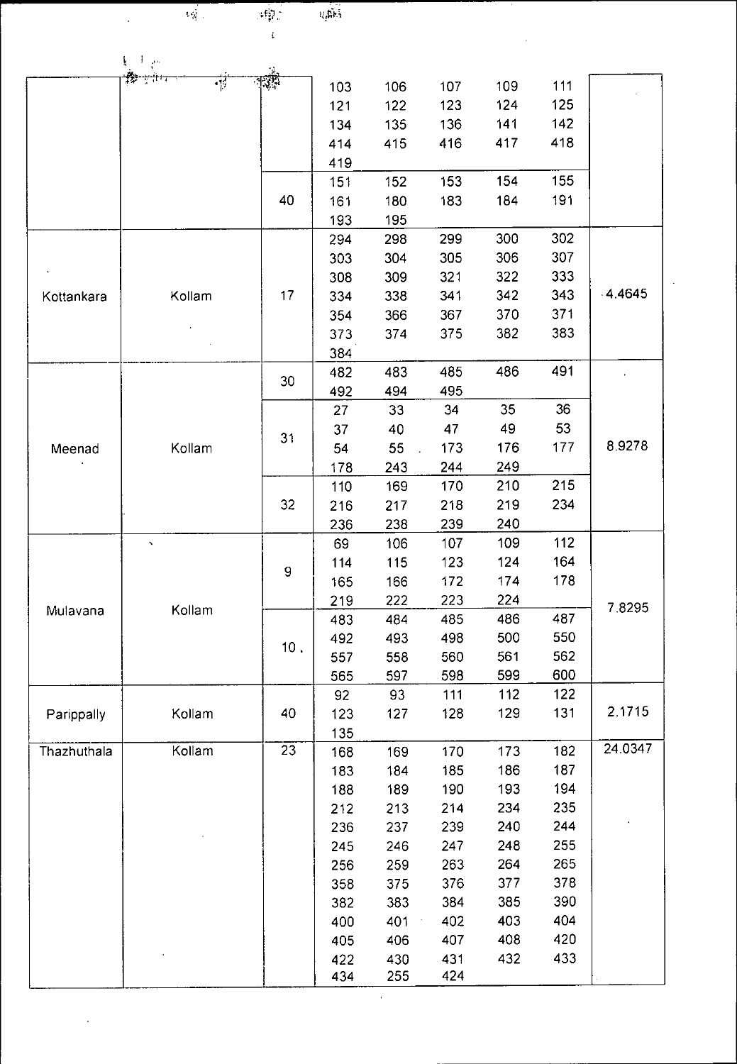| | | | | | | | | |
|---|---|---|---|---|---|---|---|---|
| | | | 103 | 106 | 107 | 109 | 111 | |
| | | | 121 | 122 | 123 | 124 | 125 | |
| | | | 134 | 135 | 136 | 141 | 142 | |
| | | | 414 | 415 | 416 | 417 | 418 | |
| | | | 419 | | | | | |
| | | 40 | 151 | 152 | 153 | 154 | 155 | |
| | | | 161 | 180 | 183 | 184 | 191 | |
| | | | 193 | 195 | | | | |
| Kottankara | Kollam | 17 | 294 | 298 | 299 | 300 | 302 | 4.4645 |
| | | | 303 | 304 | 305 | 306 | 307 | |
| | | | 308 | 309 | 321 | 322 | 333 | |
| | | | 334 | 338 | 341 | 342 | 343 | |
| | | | 354 | 366 | 367 | 370 | 371 | |
| | | | 373 | 374 | 375 | 382 | 383 | |
| | | | 384 | | | | | |
| Meenad | Kollam | 30 | 482 | 483 | 485 | 486 | 491 | 8.9278 |
| | | | 492 | 494 | 495 | | | |
| | | 31 | 27 | 33 | 34 | 35 | 36 | |
| | | | 37 | 40 | 47 | 49 | 53 | |
| | | | 54 | 55 | 173 | 176 | 177 | |
| | | | 178 | 243 | 244 | 249 | | |
| | | 32 | 110 | 169 | 170 | 210 | 215 | |
| | | | 216 | 217 | 218 | 219 | 234 | |
| | | | 236 | 238 | 239 | 240 | | |
| Mulavana | Kollam | 9 | 69 | 106 | 107 | 109 | 112 | 7.8295 |
| | | | 114 | 115 | 123 | 124 | 164 | |
| | | | 165 | 166 | 172 | 174 | 178 | |
| | | | 219 | 222 | 223 | 224 | | |
| | | 10 | 483 | 484 | 485 | 486 | 487 | |
| | | | 492 | 493 | 498 | 500 | 550 | |
| | | | 557 | 558 | 560 | 561 | 562 | |
| | | | 565 | 597 | 598 | 599 | 600 | |
| Parippally | Kollam | 40 | 92 | 93 | 111 | 112 | 122 | 2.1715 |
| | | | 123 | 127 | 128 | 129 | 131 | |
| | | | 135 | | | | | |
| Thazhuthala | Kollam | 23 | 168 | 169 | 170 | 173 | 182 | 24.0347 |
| | | | 183 | 184 | 185 | 186 | 187 | |
| | | | 188 | 189 | 190 | 193 | 194 | |
| | | | 212 | 213 | 214 | 234 | 235 | |
| | | | 236 | 237 | 239 | 240 | 244 | |
| | | | 245 | 246 | 247 | 248 | 255 | |
| | | | 256 | 259 | 263 | 264 | 265 | |
| | | | 358 | 375 | 376 | 377 | 378 | |
| | | | 382 | 383 | 384 | 385 | 390 | |
| | | | 400 | 401 | 402 | 403 | 404 | |
| | | | 405 | 406 | 407 | 408 | 420 | |
| | | | 422 | 430 | 431 | 432 | 433 | |
| | | | 434 | 255 | 424 | | | |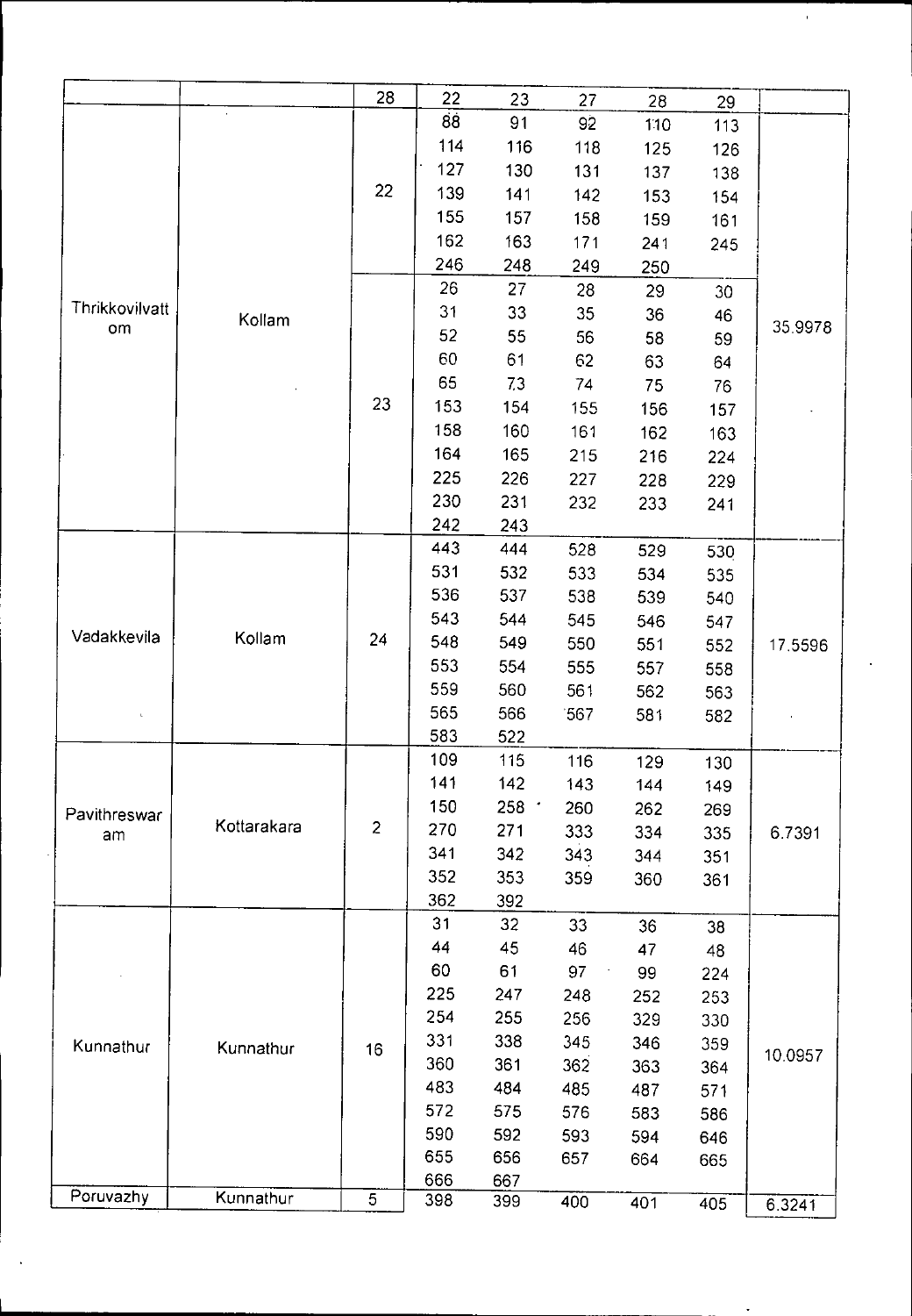| | | 28 | 22 | 23 | 27 | 28 | 29 | |
|---|---|---|---|---|---|---|---|---|
| Thrikkovilvattom | Kollam | 22 | 88 | 91 | 92 | 110 | 113 | 35.9978 |
| | | | 114 | 116 | 118 | 125 | 126 | |
| | | | 127 | 130 | 131 | 137 | 138 | |
| | | | 139 | 141 | 142 | 153 | 154 | |
| | | | 155 | 157 | 158 | 159 | 161 | |
| | | | 162 | 163 | 171 | 241 | 245 | |
| | | | 246 | 248 | 249 | 250 | | |
| | | 23 | 26 | 27 | 28 | 29 | 30 | |
| | | | 31 | 33 | 35 | 36 | 46 | |
| | | | 52 | 55 | 56 | 58 | 59 | |
| | | | 60 | 61 | 62 | 63 | 64 | |
| | | | 65 | 73 | 74 | 75 | 76 | |
| | | | 153 | 154 | 155 | 156 | 157 | |
| | | | 158 | 160 | 161 | 162 | 163 | |
| | | | 164 | 165 | 215 | 216 | 224 | |
| | | | 225 | 226 | 227 | 228 | 229 | |
| | | | 230 | 231 | 232 | 233 | 241 | |
| | | | 242 | 243 | | | | |
| Vadakkevila | Kollam | 24 | 443 | 444 | 528 | 529 | 530 | 17.5596 |
| | | | 531 | 532 | 533 | 534 | 535 | |
| | | | 536 | 537 | 538 | 539 | 540 | |
| | | | 543 | 544 | 545 | 546 | 547 | |
| | | | 548 | 549 | 550 | 551 | 552 | |
| | | | 553 | 554 | 555 | 557 | 558 | |
| | | | 559 | 560 | 561 | 562 | 563 | |
| | | | 565 | 566 | 567 | 581 | 582 | |
| | | | 583 | 522 | | | | |
| Pavithreswaram | Kottarakara | 2 | 109 | 115 | 116 | 129 | 130 | 6.7391 |
| | | | 141 | 142 | 143 | 144 | 149 | |
| | | | 150 | 258 | 260 | 262 | 269 | |
| | | | 270 | 271 | 333 | 334 | 335 | |
| | | | 341 | 342 | 343 | 344 | 351 | |
| | | | 352 | 353 | 359 | 360 | 361 | |
| | | | 362 | 392 | | | | |
| Kunnathur | Kunnathur | 16 | 31 | 32 | 33 | 36 | 38 | 10.0957 |
| | | | 44 | 45 | 46 | 47 | 48 | |
| | | | 60 | 61 | 97 | 99 | 224 | |
| | | | 225 | 247 | 248 | 252 | 253 | |
| | | | 254 | 255 | 256 | 329 | 330 | |
| | | | 331 | 338 | 345 | 346 | 359 | |
| | | | 360 | 361 | 362 | 363 | 364 | |
| | | | 483 | 484 | 485 | 487 | 571 | |
| | | | 572 | 575 | 576 | 583 | 586 | |
| | | | 590 | 592 | 593 | 594 | 646 | |
| | | | 655 | 656 | 657 | 664 | 665 | |
| | | | 666 | 667 | | | | |
| Poruvazhy | Kunnathur | 5 | 398 | 399 | 400 | 401 | 405 | 6.3241 |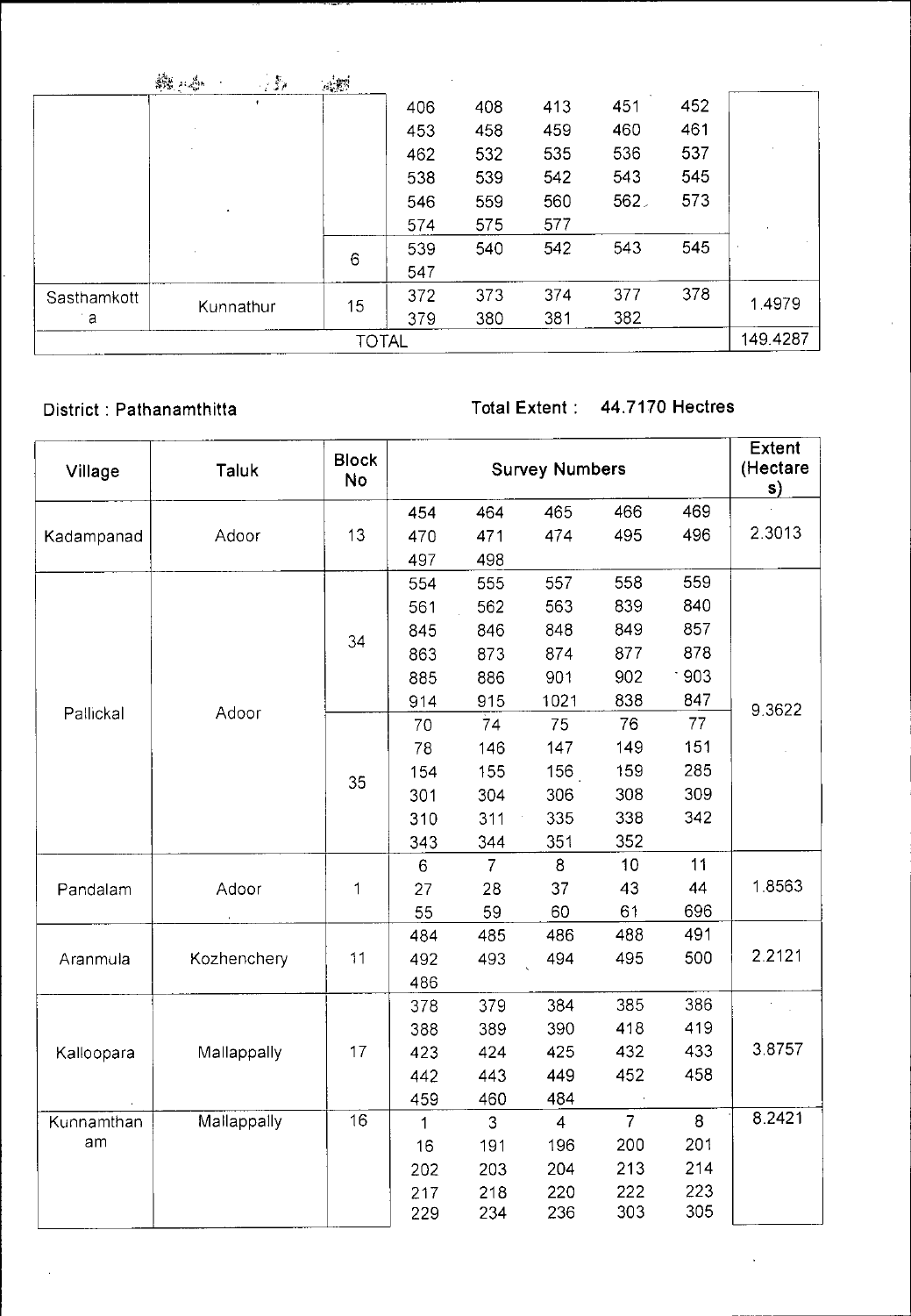| | | | | | | | | |
|---|---|---|---|---|---|---|---|---|
| | | | 406 | 408 | 413 | 451 | 452 | |
| | | | 453 | 458 | 459 | 460 | 461 | |
| | | | 462 | 532 | 535 | 536 | 537 | |
| | | | 538 | 539 | 542 | 543 | 545 | |
| | | | 546 | 559 | 560 | 562 | 573 | |
| | | | 574 | 575 | 577 | | | |
| | | 6 | 539 | 540 | 542 | 543 | 545 | |
| | | | 547 | | | | | |
| Sasthamkotta | Kunnathur | 15 | 372 | 373 | 374 | 377 | 378 | 1.4979 |
| | | | 379 | 380 | 381 | 382 | | |
| TOTAL | | | | | | | | 149.4287 |

District : Pathanamthitta

Total Extent : **44.7170 Hectres**

| Village | Taluk | Block No | Survey Numbers | | | | | Extent (Hectares) |
|---|---|---|---|---|---|---|---|---|
| Kadampanad | Adoor | 13 | 454 | 464 | 465 | 466 | 469 | 2.3013 |
| | | | 470 | 471 | 474 | 495 | 496 | |
| | | | 497 | 498 | | | | |
| Pallickal | Adoor | 34 | 554 | 555 | 557 | 558 | 559 | 9.3622 |
| | | | 561 | 562 | 563 | 839 | 840 | |
| | | | 845 | 846 | 848 | 849 | 857 | |
| | | | 863 | 873 | 874 | 877 | 878 | |
| | | | 885 | 886 | 901 | 902 | 903 | |
| | | | 914 | 915 | 1021 | 838 | 847 | |
| | | 35 | 70 | 74 | 75 | 76 | 77 | |
| | | | 78 | 146 | 147 | 149 | 151 | |
| | | | 154 | 155 | 156 | 159 | 285 | |
| | | | 301 | 304 | 306 | 308 | 309 | |
| | | | 310 | 311 | 335 | 338 | 342 | |
| | | | 343 | 344 | 351 | 352 | | |
| Pandalam | Adoor | 1 | 6 | 7 | 8 | 10 | 11 | 1.8563 |
| | | | 27 | 28 | 37 | 43 | 44 | |
| | | | 55 | 59 | 60 | 61 | 696 | |
| Aranmula | Kozhenchery | 11 | 484 | 485 | 486 | 488 | 491 | 2.2121 |
| | | | 492 | 493 | 494 | 495 | 500 | |
| | | | 486 | | | | | |
| Kalloopara | Mallappally | 17 | 378 | 379 | 384 | 385 | 386 | 3.8757 |
| | | | 388 | 389 | 390 | 418 | 419 | |
| | | | 423 | 424 | 425 | 432 | 433 | |
| | | | 442 | 443 | 449 | 452 | 458 | |
| | | | 459 | 460 | 484 | | | |
| Kunnamthanam | Mallappally | 16 | 1 | 3 | 4 | 7 | 8 | 8.2421 |
| | | | 16 | 191 | 196 | 200 | 201 | |
| | | | 202 | 203 | 204 | 213 | 214 | |
| | | | 217 | 218 | 220 | 222 | 223 | |
| | | | 229 | 234 | 236 | 303 | 305 | |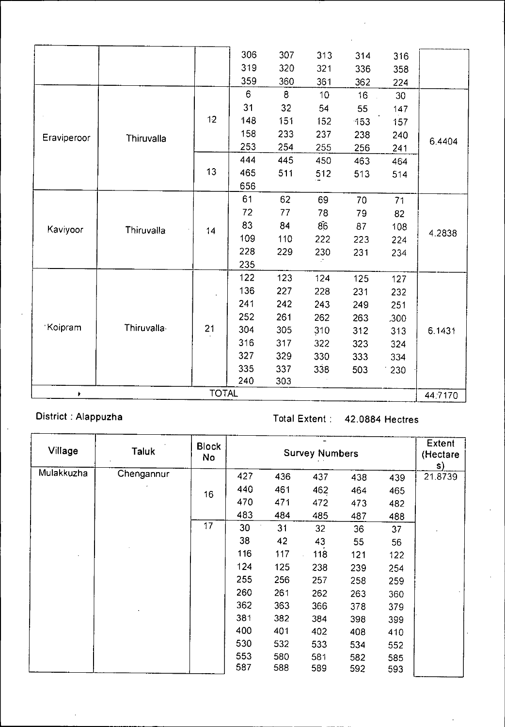| | | | | | | | | |
|---|---|---|---|---|---|---|---|---|
| | | | 306 | 307 | 313 | 314 | 316 | |
| | | | 319 | 320 | 321 | 336 | 358 | |
| | | | 359 | 360 | 361 | 362 | 224 | |
| Eraviperoor | Thiruvalla | 12 | 6 | 8 | 10 | 16 | 30 | 6.4404 |
| | | | 31 | 32 | 54 | 55 | 147 | |
| | | | 148 | 151 | 152 | 153 | 157 | |
| | | | 158 | 233 | 237 | 238 | 240 | |
| | | | 253 | 254 | 255 | 256 | 241 | |
| | | 13 | 444 | 445 | 450 | 463 | 464 | |
| | | | 465 | 511 | 512 | 513 | 514 | |
| | | | 656 | | | | | |
| Kaviyoor | Thiruvalla | 14 | 61 | 62 | 69 | 70 | 71 | 4.2838 |
| | | | 72 | 77 | 78 | 79 | 82 | |
| | | | 83 | 84 | 86 | 87 | 108 | |
| | | | 109 | 110 | 222 | 223 | 224 | |
| | | | 228 | 229 | 230 | 231 | 234 | |
| | | | 235 | | | | | |
| Koipram | Thiruvalla | 21 | 122 | 123 | 124 | 125 | 127 | 6.1431 |
| | | | 136 | 227 | 228 | 231 | 232 | |
| | | | 241 | 242 | 243 | 249 | 251 | |
| | | | 252 | 261 | 262 | 263 | 300 | |
| | | | 304 | 305 | 310 | 312 | 313 | |
| | | | 316 | 317 | 322 | 323 | 324 | |
| | | | 327 | 329 | 330 | 333 | 334 | |
| | | | 335 | 337 | 338 | 503 | 230 | |
| | | | 240 | 303 | | | | |
| | | TOTAL | | | | | | 44.7170 |

District : Alappuzha

Total Extent : 42.0884 Hectres

| Village | Taluk | Block No | Survey Numbers | | | | | Extent (Hectares) |
|---|---|---|---|---|---|---|---|---|
| Mulakkuzha | Chengannur | 16 | 427 | 436 | 437 | 438 | 439 | 21.8739 |
| | | | 440 | 461 | 462 | 464 | 465 | |
| | | | 470 | 471 | 472 | 473 | 482 | |
| | | | 483 | 484 | 485 | 487 | 488 | |
| | | 17 | 30 | 31 | 32 | 36 | 37 | |
| | | | 38 | 42 | 43 | 55 | 56 | |
| | | | 116 | 117 | 118 | 121 | 122 | |
| | | | 124 | 125 | 238 | 239 | 254 | |
| | | | 255 | 256 | 257 | 258 | 259 | |
| | | | 260 | 261 | 262 | 263 | 360 | |
| | | | 362 | 363 | 366 | 378 | 379 | |
| | | | 381 | 382 | 384 | 398 | 399 | |
| | | | 400 | 401 | 402 | 408 | 410 | |
| | | | 530 | 532 | 533 | 534 | 552 | |
| | | | 553 | 580 | 581 | 582 | 585 | |
| | | | 587 | 588 | 589 | 592 | 593 | |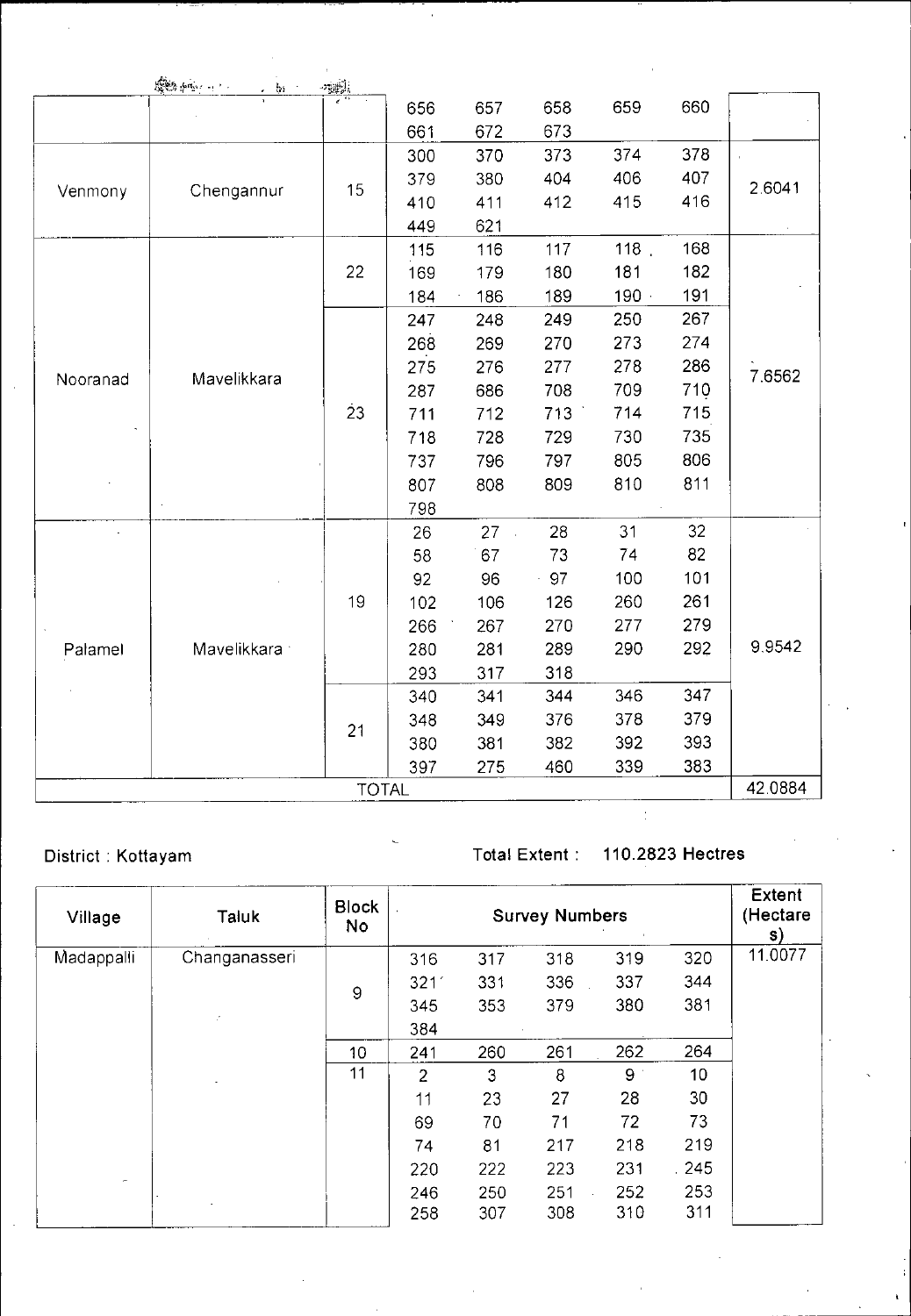| | | | | | | | | |
|---|---|---|---|---|---|---|---|---|
| | | | 656 | 657 | 658 | 659 | 660 | |
| | | | 661 | 672 | 673 | | | |
| Venmony | Chengannur | 15 | 300 | 370 | 373 | 374 | 378 | 2.6041 |
| | | | 379 | 380 | 404 | 406 | 407 | |
| | | | 410 | 411 | 412 | 415 | 416 | |
| | | | 449 | 621 | | | | |
| Nooranad | Mavelikkara | 22 | 115 | 116 | 117 | 118 | 168 | 7.6562 |
| | | | 169 | 179 | 180 | 181 | 182 | |
| | | | 184 | 186 | 189 | 190 | 191 | |
| | | 23 | 247 | 248 | 249 | 250 | 267 | |
| | | | 268 | 269 | 270 | 273 | 274 | |
| | | | 275 | 276 | 277 | 278 | 286 | |
| | | | 287 | 686 | 708 | 709 | 710 | |
| | | | 711 | 712 | 713 | 714 | 715 | |
| | | | 718 | 728 | 729 | 730 | 735 | |
| | | | 737 | 796 | 797 | 805 | 806 | |
| | | | 807 | 808 | 809 | 810 | 811 | |
| | | | 798 | | | | | |
| Palamel | Mavelikkara | 19 | 26 | 27 | 28 | 31 | 32 | 9.9542 |
| | | | 58 | 67 | 73 | 74 | 82 | |
| | | | 92 | 96 | 97 | 100 | 101 | |
| | | | 102 | 106 | 126 | 260 | 261 | |
| | | | 266 | 267 | 270 | 277 | 279 | |
| | | | 280 | 281 | 289 | 290 | 292 | |
| | | | 293 | 317 | 318 | | | |
| | | 21 | 340 | 341 | 344 | 346 | 347 | |
| | | | 348 | 349 | 376 | 378 | 379 | |
| | | | 380 | 381 | 382 | 392 | 393 | |
| | | | 397 | 275 | 460 | 339 | 383 | |
| TOTAL | | | | | | | | 42.0884 |

District : Kottayam

Total Extent : **110.2823 Hectres**

| Village | Taluk | Block No | Survey Numbers | | | | | Extent (Hectares) |
|---|---|---|---|---|---|---|---|---|
| Madappalli | Changanasseri | 9 | 316 | 317 | 318 | 319 | 320 | 11.0077 |
| | | | 321 | 331 | 336 | 337 | 344 | |
| | | | 345 | 353 | 379 | 380 | 381 | |
| | | | 384 | | | | | |
| | | 10 | 241 | 260 | 261 | 262 | 264 | |
| | | 11 | 2 | 3 | 8 | 9 | 10 | |
| | | | 11 | 23 | 27 | 28 | 30 | |
| | | | 69 | 70 | 71 | 72 | 73 | |
| | | | 74 | 81 | 217 | 218 | 219 | |
| | | | 220 | 222 | 223 | 231 | 245 | |
| | | | 246 | 250 | 251 | 252 | 253 | |
| | | | 258 | 307 | 308 | 310 | 311 | |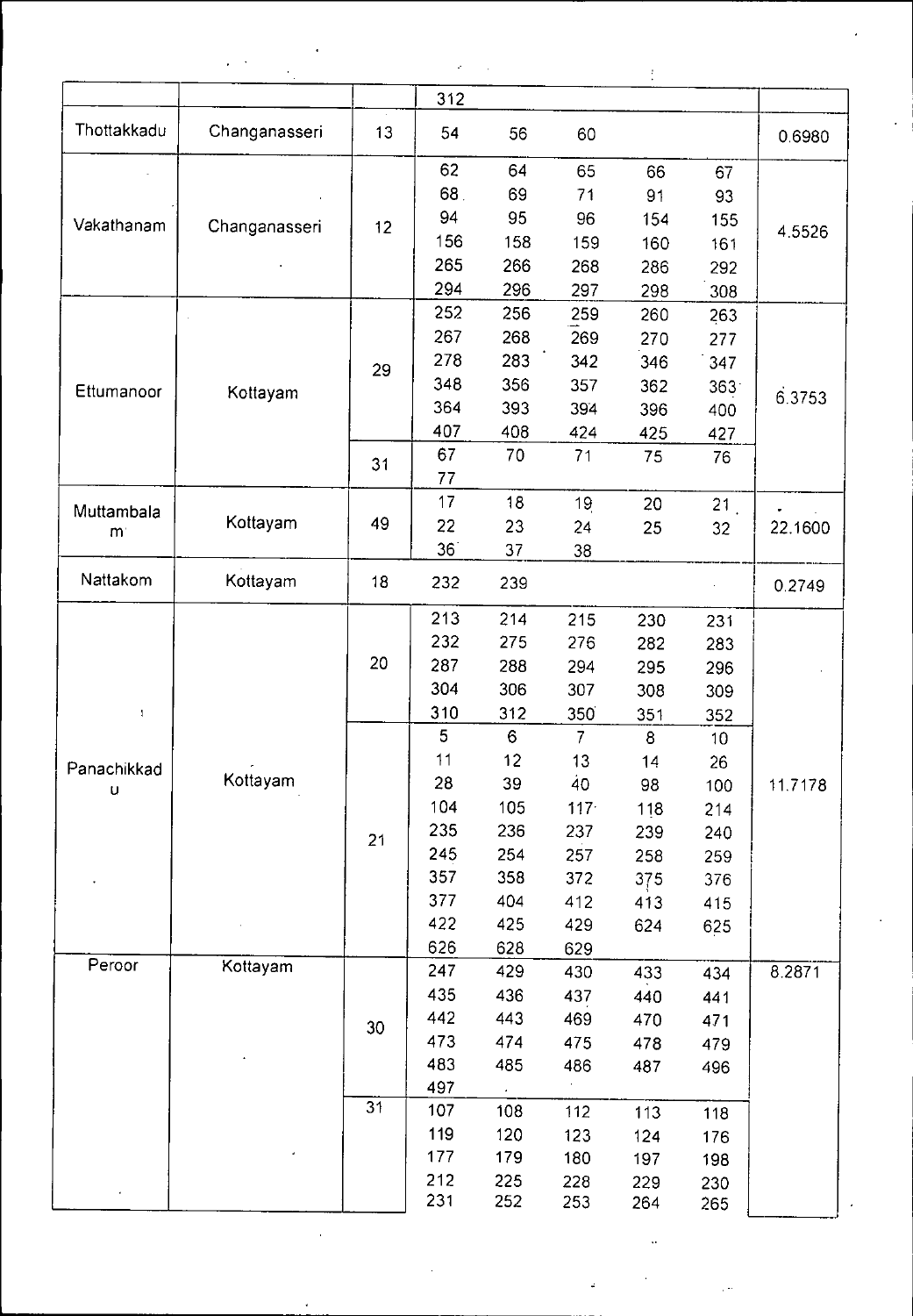| | | | | | | | | |
|---|---|---|---|---|---|---|---|---|
| | | | 312 | | | | | |
| Thottakkadu | Changanasseri | 13 | 54 | 56 | 60 | | | 0.6980 |
| Vakathanam | Changanasseri | 12 | 62 | 64 | 65 | 66 | 67 | 4.5526 |
| | | | 68 | 69 | 71 | 91 | 93 | |
| | | | 94 | 95 | 96 | 154 | 155 | |
| | | | 156 | 158 | 159 | 160 | 161 | |
| | | | 265 | 266 | 268 | 286 | 292 | |
| | | | 294 | 296 | 297 | 298 | 308 | |
| Ettumanoor | Kottayam | 29 | 252 | 256 | 259 | 260 | 263 | 6.3753 |
| | | | 267 | 268 | 269 | 270 | 277 | |
| | | | 278 | 283 | 342 | 346 | 347 | |
| | | | 348 | 356 | 357 | 362 | 363 | |
| | | | 364 | 393 | 394 | 396 | 400 | |
| | | | 407 | 408 | 424 | 425 | 427 | |
| | | 31 | 67 | 70 | 71 | 75 | 76 | |
| | | | 77 | | | | | |
| Muttambalam | Kottayam | 49 | 17 | 18 | 19 | 20 | 21 | 22.1600 |
| | | | 22 | 23 | 24 | 25 | 32 | |
| | | | 36 | 37 | 38 | | | |
| Nattakom | Kottayam | 18 | 232 | 239 | | | | 0.2749 |
| Panachikkadu | Kottayam | 20 | 213 | 214 | 215 | 230 | 231 | 11.7178 |
| | | | 232 | 275 | 276 | 282 | 283 | |
| | | | 287 | 288 | 294 | 295 | 296 | |
| | | | 304 | 306 | 307 | 308 | 309 | |
| | | | 310 | 312 | 350 | 351 | 352 | |
| | | 21 | 5 | 6 | 7 | 8 | 10 | |
| | | | 11 | 12 | 13 | 14 | 26 | |
| | | | 28 | 39 | 40 | 98 | 100 | |
| | | | 104 | 105 | 117 | 118 | 214 | |
| | | | 235 | 236 | 237 | 239 | 240 | |
| | | | 245 | 254 | 257 | 258 | 259 | |
| | | | 357 | 358 | 372 | 375 | 376 | |
| | | | 377 | 404 | 412 | 413 | 415 | |
| | | | 422 | 425 | 429 | 624 | 625 | |
| | | | 626 | 628 | 629 | | | |
| Peroor | Kottayam | 30 | 247 | 429 | 430 | 433 | 434 | 8.2871 |
| | | | 435 | 436 | 437 | 440 | 441 | |
| | | | 442 | 443 | 469 | 470 | 471 | |
| | | | 473 | 474 | 475 | 478 | 479 | |
| | | | 483 | 485 | 486 | 487 | 496 | |
| | | | 497 | | | | | |
| | | 31 | 107 | 108 | 112 | 113 | 118 | |
| | | | 119 | 120 | 123 | 124 | 176 | |
| | | | 177 | 179 | 180 | 197 | 198 | |
| | | | 212 | 225 | 228 | 229 | 230 | |
| | | | 231 | 252 | 253 | 264 | 265 | |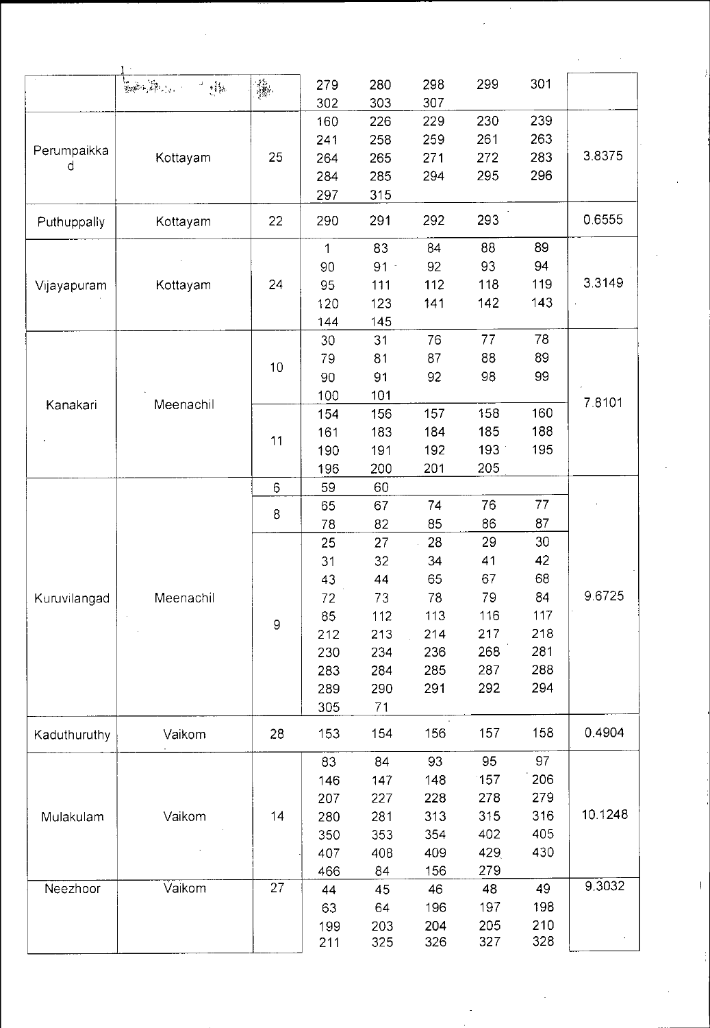| | | | | | | | | |
|---|---|---|---|---|---|---|---|---|
| | | | 279 | 280 | 298 | 299 | 301 | |
| | | | 302 | 303 | 307 | | | |
| Perumpaikkad | Kottayam | 25 | 160 | 226 | 229 | 230 | 239 | 3.8375 |
| | | | 241 | 258 | 259 | 261 | 263 | |
| | | | 264 | 265 | 271 | 272 | 283 | |
| | | | 284 | 285 | 294 | 295 | 296 | |
| | | | 297 | 315 | | | | |
| Puthuppally | Kottayam | 22 | 290 | 291 | 292 | 293 | | 0.6555 |
| Vijayapuram | Kottayam | 24 | 1 | 83 | 84 | 88 | 89 | 3.3149 |
| | | | 90 | 91 | 92 | 93 | 94 | |
| | | | 95 | 111 | 112 | 118 | 119 | |
| | | | 120 | 123 | 141 | 142 | 143 | |
| | | | 144 | 145 | | | | |
| Kanakari | Meenachil | 10 | 30 | 31 | 76 | 77 | 78 | 7.8101 |
| | | | 79 | 81 | 87 | 88 | 89 | |
| | | | 90 | 91 | 92 | 98 | 99 | |
| | | | 100 | 101 | | | | |
| | | 11 | 154 | 156 | 157 | 158 | 160 | |
| | | | 161 | 183 | 184 | 185 | 188 | |
| | | | 190 | 191 | 192 | 193 | 195 | |
| | | | 196 | 200 | 201 | 205 | | |
| Kuruvilangad | Meenachil | 6 | 59 | 60 | | | | 9.6725 |
| | | 8 | 65 | 67 | 74 | 76 | 77 | |
| | | | 78 | 82 | 85 | 86 | 87 | |
| | | 9 | 25 | 27 | 28 | 29 | 30 | |
| | | | 31 | 32 | 34 | 41 | 42 | |
| | | | 43 | 44 | 65 | 67 | 68 | |
| | | | 72 | 73 | 78 | 79 | 84 | |
| | | | 85 | 112 | 113 | 116 | 117 | |
| | | | 212 | 213 | 214 | 217 | 218 | |
| | | | 230 | 234 | 236 | 268 | 281 | |
| | | | 283 | 284 | 285 | 287 | 288 | |
| | | | 289 | 290 | 291 | 292 | 294 | |
| | | | 305 | 71 | | | | |
| Kaduthuruthy | Vaikom | 28 | 153 | 154 | 156 | 157 | 158 | 0.4904 |
| Mulakulam | Vaikom | 14 | 83 | 84 | 93 | 95 | 97 | 10.1248 |
| | | | 146 | 147 | 148 | 157 | 206 | |
| | | | 207 | 227 | 228 | 278 | 279 | |
| | | | 280 | 281 | 313 | 315 | 316 | |
| | | | 350 | 353 | 354 | 402 | 405 | |
| | | | 407 | 408 | 409 | 429 | 430 | |
| | | | 466 | 84 | 156 | 279 | | |
| Neezhoor | Vaikom | 27 | 44 | 45 | 46 | 48 | 49 | 9.3032 |
| | | | 63 | 64 | 196 | 197 | 198 | |
| | | | 199 | 203 | 204 | 205 | 210 | |
| | | | 211 | 325 | 326 | 327 | 328 | |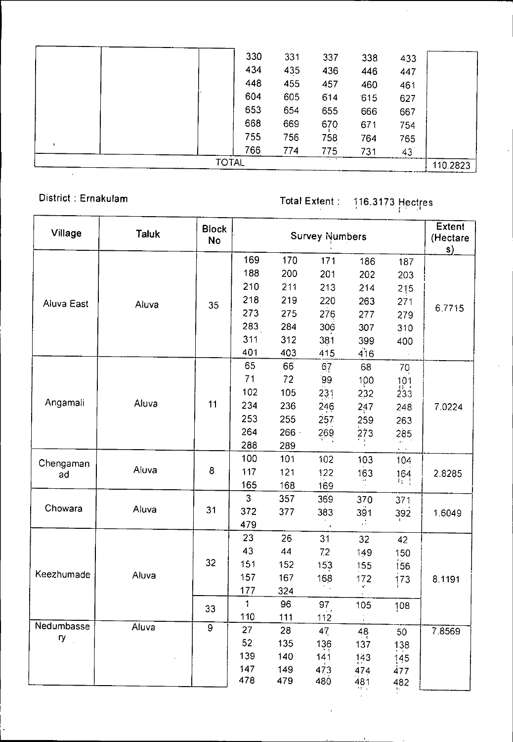| | | | | | | | | |
|---|---|---|---|---|---|---|---|---|
| | | | 330 | 331 | 337 | 338 | 433 | |
| | | | 434 | 435 | 436 | 446 | 447 | |
| | | | 448 | 455 | 457 | 460 | 461 | |
| | | | 604 | 605 | 614 | 615 | 627 | |
| | | | 653 | 654 | 655 | 666 | 667 | |
| | | | 668 | 669 | 670 | 671 | 754 | |
| | | | 755 | 756 | 758 | 764 | 765 | |
| | | | 766 | 774 | 775 | 731 | 43 | |
| TOTAL | | | | | | | | 110.2823 |

District : Ernakulam

Total Extent : 116.3173 Hectres

| Village | Taluk | Block No | Survey Numbers | | | | | Extent (Hectares) |
|---|---|---|---|---|---|---|---|---|
| Aluva East | Aluva | 35 | 169 | 170 | 171 | 186 | 187 | 6.7715 |
| | | | 188 | 200 | 201 | 202 | 203 | |
| | | | 210 | 211 | 213 | 214 | 215 | |
| | | | 218 | 219 | 220 | 263 | 271 | |
| | | | 273 | 275 | 276 | 277 | 279 | |
| | | | 283 | 284 | 306 | 307 | 310 | |
| | | | 311 | 312 | 381 | 399 | 400 | |
| | | | 401 | 403 | 415 | 416 | | |
| Angamali | Aluva | 11 | 65 | 66 | 67 | 68 | 70 | 7.0224 |
| | | | 71 | 72 | 99 | 100 | 101 | |
| | | | 102 | 105 | 231 | 232 | 233 | |
| | | | 234 | 236 | 246 | 247 | 248 | |
| | | | 253 | 255 | 257 | 259 | 263 | |
| | | | 264 | 266 | 269 | 273 | 285 | |
| | | | 288 | 289 | | | | |
| Chengamanad | Aluva | 8 | 100 | 101 | 102 | 103 | 104 | 2.8285 |
| | | | 117 | 121 | 122 | 163 | 164 | |
| | | | 165 | 168 | 169 | | | |
| Chowara | Aluva | 31 | 3 | 357 | 369 | 370 | 371 | 1.6049 |
| | | | 372 | 377 | 383 | 391 | 392 | |
| | | | 479 | | | | | |
| Keezhumade | Aluva | 32 | 23 | 26 | 31 | 32 | 42 | 8.1191 |
| | | | 43 | 44 | 72 | 149 | 150 | |
| | | | 151 | 152 | 153 | 155 | 156 | |
| | | | 157 | 167 | 168 | 172 | 173 | |
| | | | 177 | 324 | | | | |
| | | 33 | 1 | 96 | 97 | 105 | 108 | |
| | | | 110 | 111 | 112 | | | |
| Nedumbassery | Aluva | 9 | 27 | 28 | 47 | 48 | 50 | 7.8569 |
| | | | 52 | 135 | 136 | 137 | 138 | |
| | | | 139 | 140 | 141 | 143 | 145 | |
| | | | 147 | 149 | 473 | 474 | 477 | |
| | | | 478 | 479 | 480 | 481 | 482 | |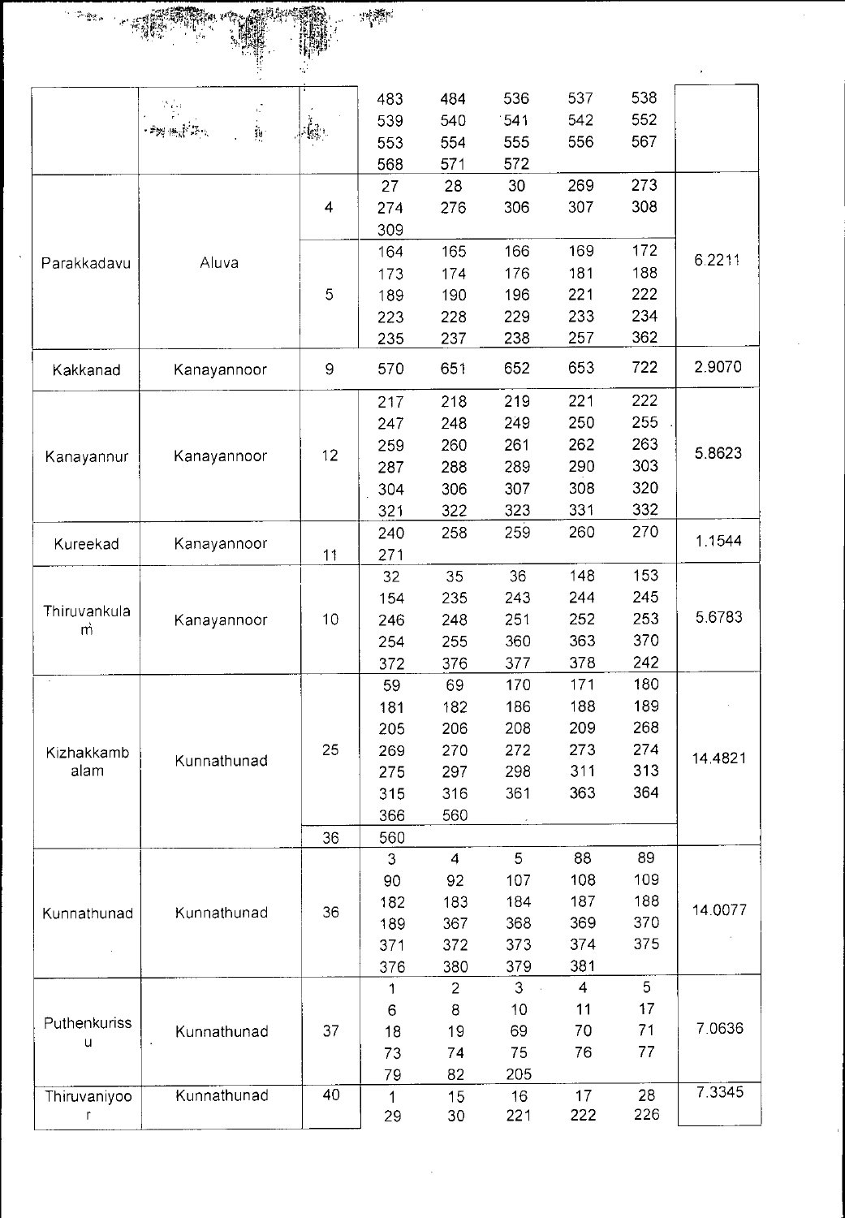| | | | | | | | | |
|---|---|---|---|---|---|---|---|---|
| | | | 483 | 484 | 536 | 537 | 538 | |
| | | | 539 | 540 | 541 | 542 | 552 | |
| | | | 553 | 554 | 555 | 556 | 567 | |
| | | | 568 | 571 | 572 | | | |
| Parakkadavu | Aluva | 4 | 27 | 28 | 30 | 269 | 273 | 6.2211 |
| | | | 274 | 276 | 306 | 307 | 308 | |
| | | | 309 | | | | | |
| | | 5 | 164 | 165 | 166 | 169 | 172 | |
| | | | 173 | 174 | 176 | 181 | 188 | |
| | | | 189 | 190 | 196 | 221 | 222 | |
| | | | 223 | 228 | 229 | 233 | 234 | |
| | | | 235 | 237 | 238 | 257 | 362 | |
| Kakkanad | Kanayannoor | 9 | 570 | 651 | 652 | 653 | 722 | 2.9070 |
| Kanayannur | Kanayannoor | 12 | 217 | 218 | 219 | 221 | 222 | 5.8623 |
| | | | 247 | 248 | 249 | 250 | 255 | |
| | | | 259 | 260 | 261 | 262 | 263 | |
| | | | 287 | 288 | 289 | 290 | 303 | |
| | | | 304 | 306 | 307 | 308 | 320 | |
| | | | 321 | 322 | 323 | 331 | 332 | |
| Kureekad | Kanayannoor | 11 | 240 | 258 | 259 | 260 | 270 | 1.1544 |
| | | | 271 | | | | | |
| Thiruvankulam | Kanayannoor | 10 | 32 | 35 | 36 | 148 | 153 | 5.6783 |
| | | | 154 | 235 | 243 | 244 | 245 | |
| | | | 246 | 248 | 251 | 252 | 253 | |
| | | | 254 | 255 | 360 | 363 | 370 | |
| | | | 372 | 376 | 377 | 378 | 242 | |
| Kizhakkambalam | Kunnathunad | 25 | 59 | 69 | 170 | 171 | 180 | 14.4821 |
| | | | 181 | 182 | 186 | 188 | 189 | |
| | | | 205 | 206 | 208 | 209 | 268 | |
| | | | 269 | 270 | 272 | 273 | 274 | |
| | | | 275 | 297 | 298 | 311 | 313 | |
| | | | 315 | 316 | 361 | 363 | 364 | |
| | | | 366 | 560 | | | | |
| | | 36 | 560 | | | | | |
| Kunnathunad | Kunnathunad | 36 | 3 | 4 | 5 | 88 | 89 | 14.0077 |
| | | | 90 | 92 | 107 | 108 | 109 | |
| | | | 182 | 183 | 184 | 187 | 188 | |
| | | | 189 | 367 | 368 | 369 | 370 | |
| | | | 371 | 372 | 373 | 374 | 375 | |
| | | | 376 | 380 | 379 | 381 | | |
| Puthenkurissu | Kunnathunad | 37 | 1 | 2 | 3 | 4 | 5 | 7.0636 |
| | | | 6 | 8 | 10 | 11 | 17 | |
| | | | 18 | 19 | 69 | 70 | 71 | |
| | | | 73 | 74 | 75 | 76 | 77 | |
| | | | 79 | 82 | 205 | | | |
| Thiruvaniyoor | Kunnathunad | 40 | 1 | 15 | 16 | 17 | 28 | 7.3345 |
| | | | 29 | 30 | 221 | 222 | 226 | |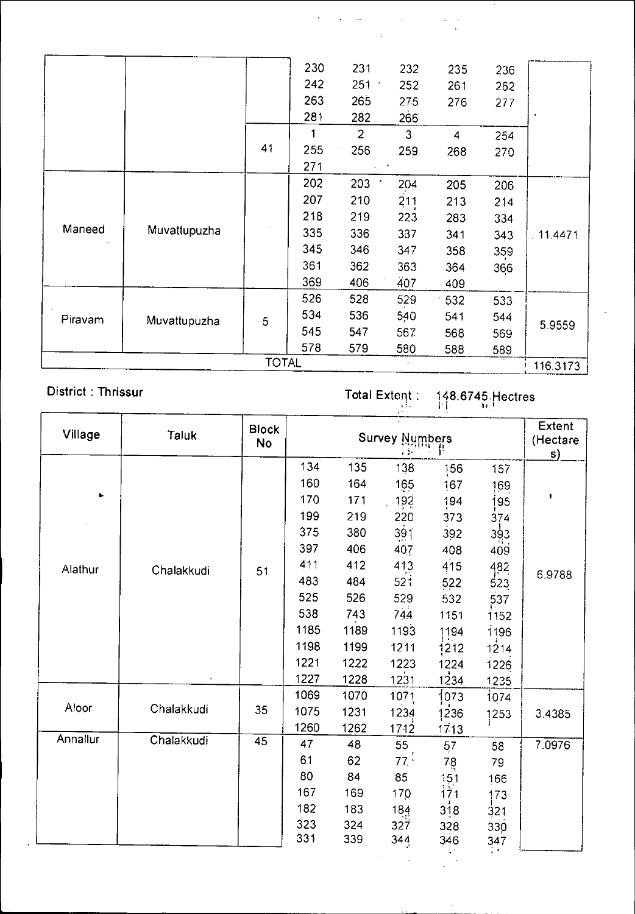| | | | | | | | | |
|---|---|---|---|---|---|---|---|---|
| | | | 230 | 231 | 232 | 235 | 236 | |
| | | | 242 | 251 | 252 | 261 | 262 | |
| | | | 263 | 265 | 275 | 276 | 277 | |
| | | | 281 | 282 | 266 | | | |
| | | 41 | 1 | 2 | 3 | 4 | 254 | |
| | | | 255 | 256 | 259 | 268 | 270 | |
| | | | 271 | | | | | |
| Maneed | Muvattupuzha | | 202 | 203 | 204 | 205 | 206 | 11.4471 |
| | | | 207 | 210 | 211 | 213 | 214 | |
| | | | 218 | 219 | 223 | 283 | 334 | |
| | | | 335 | 336 | 337 | 341 | 343 | |
| | | | 345 | 346 | 347 | 358 | 359 | |
| | | | 361 | 362 | 363 | 364 | 366 | |
| | | | 369 | 406 | 407 | 409 | | |
| Piravam | Muvattupuzha | 5 | 526 | 528 | 529 | 532 | 533 | 5.9559 |
| | | | 534 | 536 | 540 | 541 | 544 | |
| | | | 545 | 547 | 567 | 568 | 569 | |
| | | | 578 | 579 | 580 | 588 | 589 | |
| TOTAL | | | | | | | | 116.3173 |

District : Thrissur

Total Extent : 148.6745 Hectres

| Village | Taluk | Block No | Survey Numbers | | | | | Extent (Hectares) |
|---|---|---|---|---|---|---|---|---|
| Alathur | Chalakkudi | 51 | 134 | 135 | 138 | 156 | 157 | 6.9788 |
| | | | 160 | 164 | 165 | 167 | 169 | |
| | | | 170 | 171 | 192 | 194 | 195 | |
| | | | 199 | 219 | 220 | 373 | 374 | |
| | | | 375 | 380 | 391 | 392 | 393 | |
| | | | 397 | 406 | 407 | 408 | 409 | |
| | | | 411 | 412 | 413 | 415 | 482 | |
| | | | 483 | 484 | 521 | 522 | 523 | |
| | | | 525 | 526 | 529 | 532 | 537 | |
| | | | 538 | 743 | 744 | 1151 | 1152 | |
| | | | 1185 | 1189 | 1193 | 1194 | 1196 | |
| | | | 1198 | 1199 | 1211 | 1212 | 1214 | |
| | | | 1221 | 1222 | 1223 | 1224 | 1226 | |
| | | | 1227 | 1228 | 1231 | 1234 | 1235 | |
| Aloor | Chalakkudi | 35 | 1069 | 1070 | 1071 | 1073 | 1074 | 3.4385 |
| | | | 1075 | 1231 | 1234 | 1236 | 1253 | |
| | | | 1260 | 1262 | 1712 | 1713 | | |
| Annallur | Chalakkudi | 45 | 47 | 48 | 55 | 57 | 58 | 7.0976 |
| | | | 61 | 62 | 77 | 78 | 79 | |
| | | | 80 | 84 | 85 | 151 | 166 | |
| | | | 167 | 169 | 170 | 171 | 173 | |
| | | | 182 | 183 | 184 | 318 | 321 | |
| | | | 323 | 324 | 327 | 328 | 330 | |
| | | | 331 | 339 | 344 | 346 | 347 | |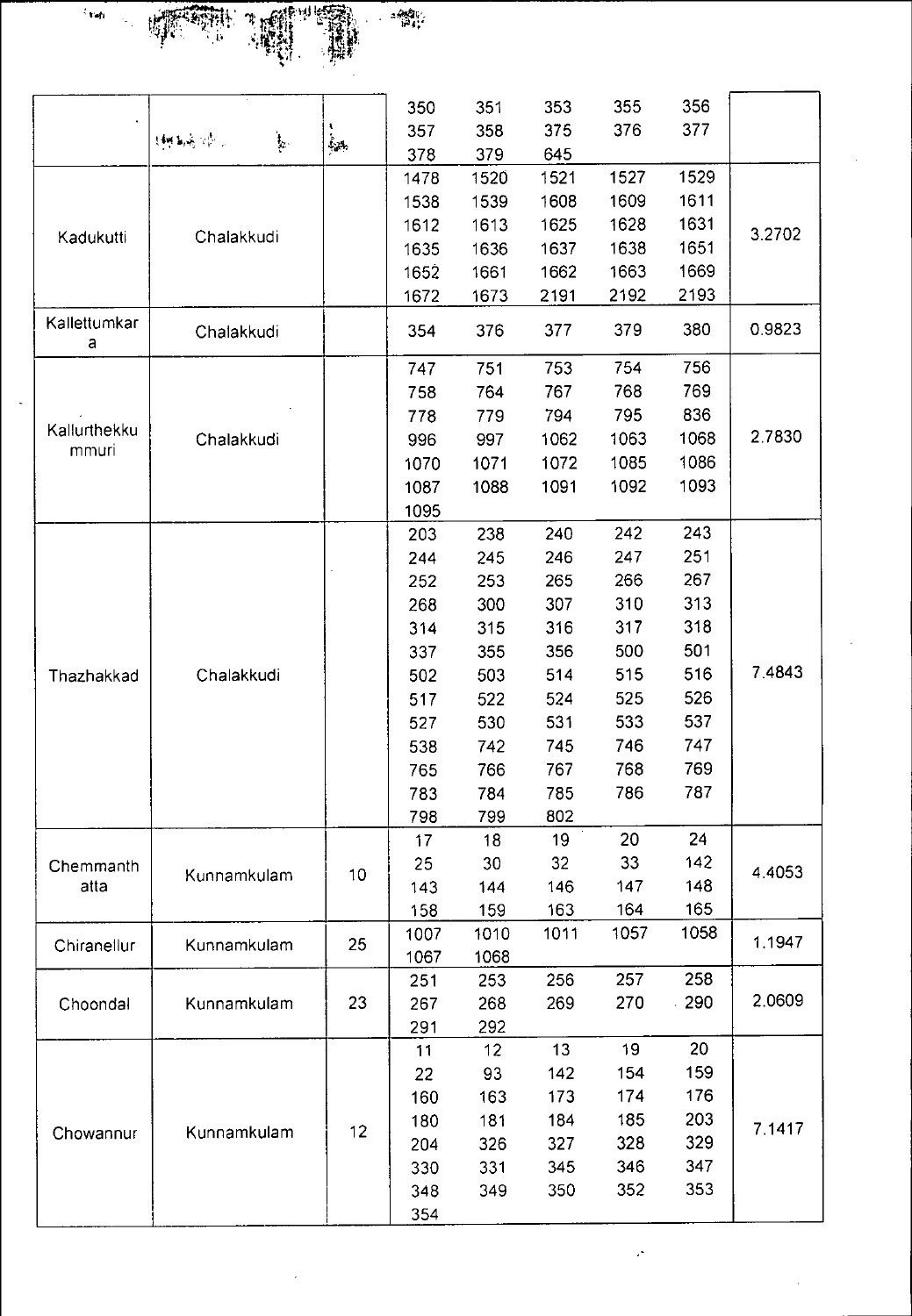| | | | | | | | | |
|---|---|---|---|---|---|---|---|---|
| | | | 350 | 351 | 353 | 355 | 356 | |
| | | | 357 | 358 | 375 | 376 | 377 | |
| | | | 378 | 379 | 645 | | | |
| Kadukutti | Chalakkudi | | 1478 | 1520 | 1521 | 1527 | 1529 | 3.2702 |
| | | | 1538 | 1539 | 1608 | 1609 | 1611 | |
| | | | 1612 | 1613 | 1625 | 1628 | 1631 | |
| | | | 1635 | 1636 | 1637 | 1638 | 1651 | |
| | | | 1652 | 1661 | 1662 | 1663 | 1669 | |
| | | | 1672 | 1673 | 2191 | 2192 | 2193 | |
| Kallettumkara | Chalakkudi | | 354 | 376 | 377 | 379 | 380 | 0.9823 |
| Kallurthekkummuri | Chalakkudi | | 747 | 751 | 753 | 754 | 756 | 2.7830 |
| | | | 758 | 764 | 767 | 768 | 769 | |
| | | | 778 | 779 | 794 | 795 | 836 | |
| | | | 996 | 997 | 1062 | 1063 | 1068 | |
| | | | 1070 | 1071 | 1072 | 1085 | 1086 | |
| | | | 1087 | 1088 | 1091 | 1092 | 1093 | |
| | | | 1095 | | | | | |
| Thazhakkad | Chalakkudi | | 203 | 238 | 240 | 242 | 243 | 7.4843 |
| | | | 244 | 245 | 246 | 247 | 251 | |
| | | | 252 | 253 | 265 | 266 | 267 | |
| | | | 268 | 300 | 307 | 310 | 313 | |
| | | | 314 | 315 | 316 | 317 | 318 | |
| | | | 337 | 355 | 356 | 500 | 501 | |
| | | | 502 | 503 | 514 | 515 | 516 | |
| | | | 517 | 522 | 524 | 525 | 526 | |
| | | | 527 | 530 | 531 | 533 | 537 | |
| | | | 538 | 742 | 745 | 746 | 747 | |
| | | | 765 | 766 | 767 | 768 | 769 | |
| | | | 783 | 784 | 785 | 786 | 787 | |
| | | | 798 | 799 | 802 | | | |
| Chemmanthatta | Kunnamkulam | 10 | 17 | 18 | 19 | 20 | 24 | 4.4053 |
| | | | 25 | 30 | 32 | 33 | 142 | |
| | | | 143 | 144 | 146 | 147 | 148 | |
| | | | 158 | 159 | 163 | 164 | 165 | |
| Chiranellur | Kunnamkulam | 25 | 1007 | 1010 | 1011 | 1057 | 1058 | 1.1947 |
| | | | 1067 | 1068 | | | | |
| Choondal | Kunnamkulam | 23 | 251 | 253 | 256 | 257 | 258 | 2.0609 |
| | | | 267 | 268 | 269 | 270 | 290 | |
| | | | 291 | 292 | | | | |
| Chowannur | Kunnamkulam | 12 | 11 | 12 | 13 | 19 | 20 | 7.1417 |
| | | | 22 | 93 | 142 | 154 | 159 | |
| | | | 160 | 163 | 173 | 174 | 176 | |
| | | | 180 | 181 | 184 | 185 | 203 | |
| | | | 204 | 326 | 327 | 328 | 329 | |
| | | | 330 | 331 | 345 | 346 | 347 | |
| | | | 348 | 349 | 350 | 352 | 353 | |
| | | | 354 | | | | | |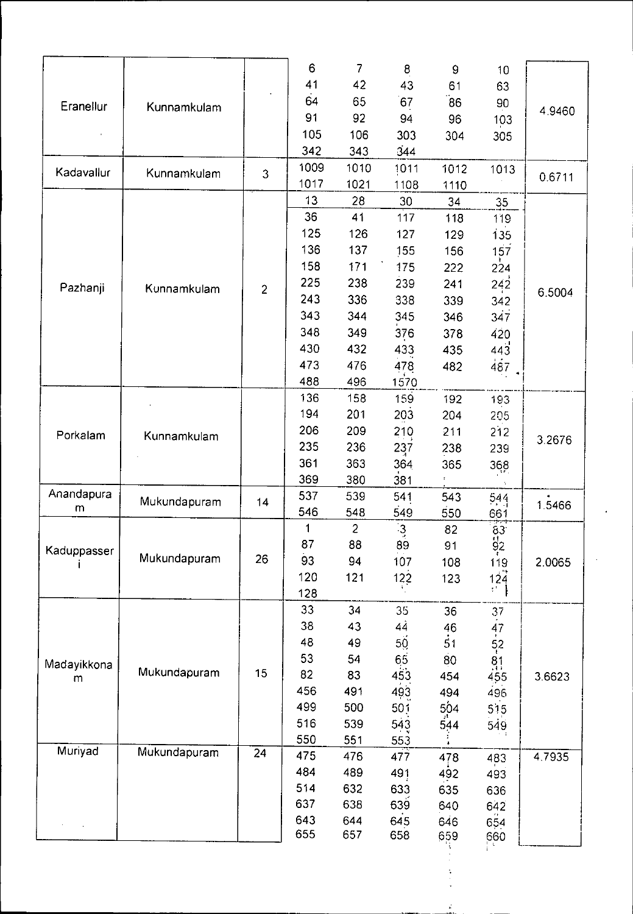| Eranellur | Kunnamkulam | | 6, 7, 8, 9, 10, 41, 42, 43, 61, 63, 64, 65, 67, 86, 90, 91, 92, 94, 96, 103, 105, 106, 303, 304, 305, 342, 343, 344 | 4.9460 |
|---|---|---|---|---|
| Kadavallur | Kunnamkulam | 3 | 1009, 1010, 1011, 1012, 1013, 1017, 1021, 1108, 1110 | 0.6711 |
| Pazhanji | Kunnamkulam | 2 | 13, 28, 30, 34, 35, 36, 41, 117, 118, 119, 125, 126, 127, 129, 135, 136, 137, 155, 156, 157, 158, 171, 175, 222, 224, 225, 238, 239, 241, 242, 243, 336, 338, 339, 342, 343, 344, 345, 346, 347, 348, 349, 376, 378, 420, 430, 432, 433, 435, 443, 473, 476, 478, 482, 487, 488, 496, 1570 | 6.5004 |
| Porkalam | Kunnamkulam | | 136, 158, 159, 192, 193, 194, 201, 203, 204, 205, 206, 209, 210, 211, 212, 235, 236, 237, 238, 239, 361, 363, 364, 365, 368, 369, 380, 381 | 3.2676 |
| Anandapuram | Mukundapuram | 14 | 537, 539, 541, 543, 544, 546, 548, 549, 550, 661 | 1.5466 |
| Kaduppasseri | Mukundapuram | 26 | 1, 2, 3, 82, 83, 87, 88, 89, 91, 92, 93, 94, 107, 108, 119, 120, 121, 122, 123, 124, 128 | 2.0065 |
| Madayikkonam | Mukundapuram | 15 | 33, 34, 35, 36, 37, 38, 43, 44, 46, 47, 48, 49, 50, 51, 52, 53, 54, 65, 80, 81, 82, 83, 453, 454, 455, 456, 491, 493, 494, 496, 499, 500, 501, 504, 515, 516, 539, 543, 544, 549, 550, 551, 553 | 3.6623 |
| Muriyad | Mukundapuram | 24 | 475, 476, 477, 478, 483, 484, 489, 491, 492, 493, 514, 632, 633, 635, 636, 637, 638, 639, 640, 642, 643, 644, 645, 646, 654, 655, 657, 658, 659, 660 | 4.7935 |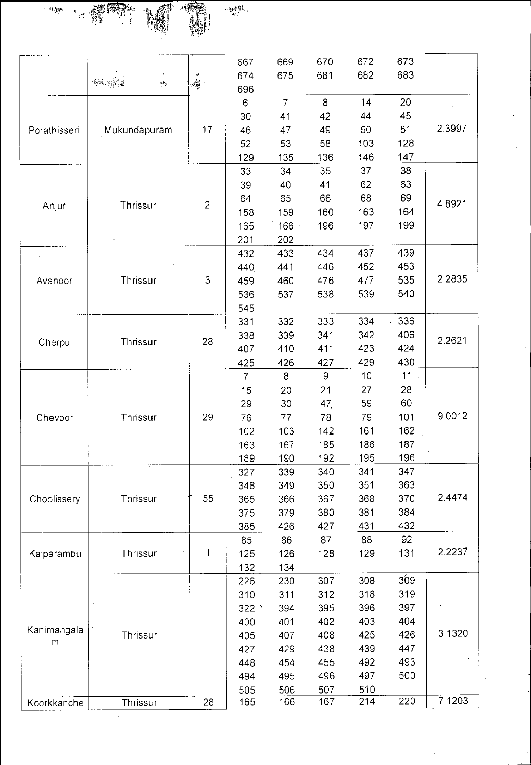| | | | | | | | | |
|---|---|---|---|---|---|---|---|---|
| | | | 667 | 669 | 670 | 672 | 673 | |
| | | | 674 | 675 | 681 | 682 | 683 | |
| | | | 696 | | | | | |
| Porathisseri | Mukundapuram | 17 | 6 | 7 | 8 | 14 | 20 | 2.3997 |
| | | | 30 | 41 | 42 | 44 | 45 | |
| | | | 46 | 47 | 49 | 50 | 51 | |
| | | | 52 | 53 | 58 | 103 | 128 | |
| | | | 129 | 135 | 136 | 146 | 147 | |
| Anjur | Thrissur | 2 | 33 | 34 | 35 | 37 | 38 | 4.8921 |
| | | | 39 | 40 | 41 | 62 | 63 | |
| | | | 64 | 65 | 66 | 68 | 69 | |
| | | | 158 | 159 | 160 | 163 | 164 | |
| | | | 165 | 166 | 196 | 197 | 199 | |
| | | | 201 | 202 | | | | |
| Avanoor | Thrissur | 3 | 432 | 433 | 434 | 437 | 439 | 2.2835 |
| | | | 440 | 441 | 446 | 452 | 453 | |
| | | | 459 | 460 | 476 | 477 | 535 | |
| | | | 536 | 537 | 538 | 539 | 540 | |
| | | | 545 | | | | | |
| Cherpu | Thrissur | 28 | 331 | 332 | 333 | 334 | 336 | 2.2621 |
| | | | 338 | 339 | 341 | 342 | 406 | |
| | | | 407 | 410 | 411 | 423 | 424 | |
| | | | 425 | 426 | 427 | 429 | 430 | |
| Chevoor | Thrissur | 29 | 7 | 8 | 9 | 10 | 11 | 9.0012 |
| | | | 15 | 20 | 21 | 27 | 28 | |
| | | | 29 | 30 | 47 | 59 | 60 | |
| | | | 76 | 77 | 78 | 79 | 101 | |
| | | | 102 | 103 | 142 | 161 | 162 | |
| | | | 163 | 167 | 185 | 186 | 187 | |
| | | | 189 | 190 | 192 | 195 | 196 | |
| Choolissery | Thrissur | 55 | 327 | 339 | 340 | 341 | 347 | 2.4474 |
| | | | 348 | 349 | 350 | 351 | 363 | |
| | | | 365 | 366 | 367 | 368 | 370 | |
| | | | 375 | 379 | 380 | 381 | 384 | |
| | | | 385 | 426 | 427 | 431 | 432 | |
| Kaiparambu | Thrissur | 1 | 85 | 86 | 87 | 88 | 92 | 2.2237 |
| | | | 125 | 126 | 128 | 129 | 131 | |
| | | | 132 | 134 | | | | |
| Kanimangalam | Thrissur | | 226 | 230 | 307 | 308 | 309 | 3.1320 |
| | | | 310 | 311 | 312 | 318 | 319 | |
| | | | 322 | 394 | 395 | 396 | 397 | |
| | | | 400 | 401 | 402 | 403 | 404 | |
| | | | 405 | 407 | 408 | 425 | 426 | |
| | | | 427 | 429 | 438 | 439 | 447 | |
| | | | 448 | 454 | 455 | 492 | 493 | |
| | | | 494 | 495 | 496 | 497 | 500 | |
| | | | 505 | 506 | 507 | 510 | | |
| Koorkkanche | Thrissur | 28 | 165 | 166 | 167 | 214 | 220 | 7.1203 |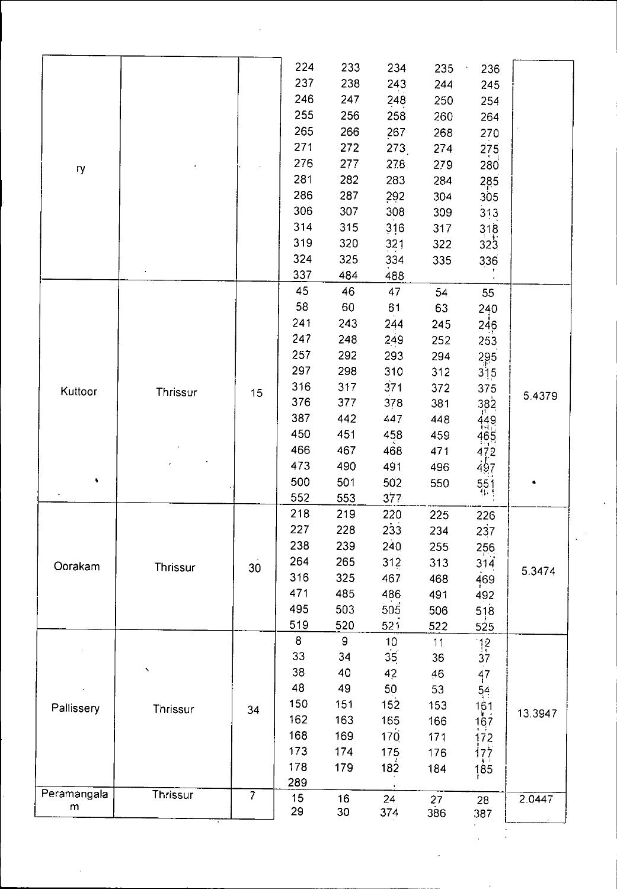| | | | | | | | | |
|---|---|---|---|---|---|---|---|---|
| ry | | | 224 | 233 | 234 | 235 | 236 | |
| | | | 237 | 238 | 243 | 244 | 245 | |
| | | | 246 | 247 | 248 | 250 | 254 | |
| | | | 255 | 256 | 258 | 260 | 264 | |
| | | | 265 | 266 | 267 | 268 | 270 | |
| | | | 271 | 272 | 273 | 274 | 275 | |
| | | | 276 | 277 | 278 | 279 | 280 | |
| | | | 281 | 282 | 283 | 284 | 285 | |
| | | | 286 | 287 | 292 | 304 | 305 | |
| | | | 306 | 307 | 308 | 309 | 313 | |
| | | | 314 | 315 | 316 | 317 | 318 | |
| | | | 319 | 320 | 321 | 322 | 323 | |
| | | | 324 | 325 | 334 | 335 | 336 | |
| | | | 337 | 484 | 488 | | | |
| Kuttoor | Thrissur | 15 | 45 | 46 | 47 | 54 | 55 | 5.4379 |
| | | | 58 | 60 | 61 | 63 | 240 | |
| | | | 241 | 243 | 244 | 245 | 246 | |
| | | | 247 | 248 | 249 | 252 | 253 | |
| | | | 257 | 292 | 293 | 294 | 295 | |
| | | | 297 | 298 | 310 | 312 | 315 | |
| | | | 316 | 317 | 371 | 372 | 375 | |
| | | | 376 | 377 | 378 | 381 | 382 | |
| | | | 387 | 442 | 447 | 448 | 449 | |
| | | | 450 | 451 | 458 | 459 | 465 | |
| | | | 466 | 467 | 468 | 471 | 472 | |
| | | | 473 | 490 | 491 | 496 | 497 | |
| | | | 500 | 501 | 502 | 550 | 551 | |
| | | | 552 | 553 | 377 | | | |
| Oorakam | Thrissur | 30 | 218 | 219 | 220 | 225 | 226 | 5.3474 |
| | | | 227 | 228 | 233 | 234 | 237 | |
| | | | 238 | 239 | 240 | 255 | 256 | |
| | | | 264 | 265 | 312 | 313 | 314 | |
| | | | 316 | 325 | 467 | 468 | 469 | |
| | | | 471 | 485 | 486 | 491 | 492 | |
| | | | 495 | 503 | 505 | 506 | 518 | |
| | | | 519 | 520 | 521 | 522 | 525 | |
| Pallissery | Thrissur | 34 | 8 | 9 | 10 | 11 | 12 | 13.3947 |
| | | | 33 | 34 | 35 | 36 | 37 | |
| | | | 38 | 40 | 42 | 46 | 47 | |
| | | | 48 | 49 | 50 | 53 | 54 | |
| | | | 150 | 151 | 152 | 153 | 161 | |
| | | | 162 | 163 | 165 | 166 | 167 | |
| | | | 168 | 169 | 170 | 171 | 172 | |
| | | | 173 | 174 | 175 | 176 | 177 | |
| | | | 178 | 179 | 182 | 184 | 185 | |
| | | | 289 | | | | | |
| Peramangalam | Thrissur | 7 | 15 | 16 | 24 | 27 | 28 | 2.0447 |
| | | | 29 | 30 | 374 | 386 | 387 | |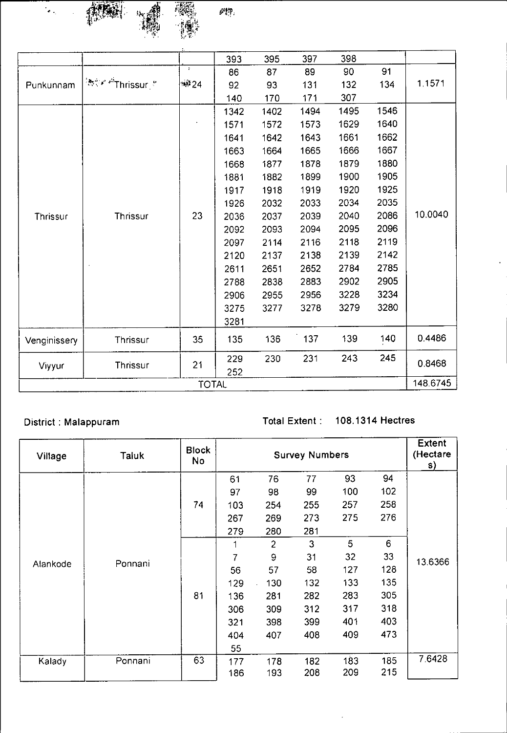| Village | Taluk | Block No | Survey Numbers | | | | | Extent (Hectares) |
|---|---|---|---|---|---|---|---|---|
| | | | 393 | 395 | 397 | 398 | | |
| Punkunnam | Thrissur | 24 | 86 | 87 | 89 | 90 | 91 | 1.1571 |
| | | | 92 | 93 | 131 | 132 | 134 | |
| | | | 140 | 170 | 171 | 307 | | |
| Thrissur | Thrissur | 23 | 1342 | 1402 | 1494 | 1495 | 1546 | 10.0040 |
| | | | 1571 | 1572 | 1573 | 1629 | 1640 | |
| | | | 1641 | 1642 | 1643 | 1661 | 1662 | |
| | | | 1663 | 1664 | 1665 | 1666 | 1667 | |
| | | | 1668 | 1877 | 1878 | 1879 | 1880 | |
| | | | 1881 | 1882 | 1899 | 1900 | 1905 | |
| | | | 1917 | 1918 | 1919 | 1920 | 1925 | |
| | | | 1926 | 2032 | 2033 | 2034 | 2035 | |
| | | | 2036 | 2037 | 2039 | 2040 | 2086 | |
| | | | 2092 | 2093 | 2094 | 2095 | 2096 | |
| | | | 2097 | 2114 | 2116 | 2118 | 2119 | |
| | | | 2120 | 2137 | 2138 | 2139 | 2142 | |
| | | | 2611 | 2651 | 2652 | 2784 | 2785 | |
| | | | 2788 | 2838 | 2883 | 2902 | 2905 | |
| | | | 2906 | 2955 | 2956 | 3228 | 3234 | |
| | | | 3275 | 3277 | 3278 | 3279 | 3280 | |
| | | | 3281 | | | | | |
| Venginissery | Thrissur | 35 | 135 | 136 | 137 | 139 | 140 | 0.4486 |
| Viyyur | Thrissur | 21 | 229 | 230 | 231 | 243 | 245 | 0.8468 |
| | | | 252 | | | | | |
| TOTAL | | | | | | | | 148.6745 |

District : Malappuram

Total Extent : 108.1314 Hectres

| Village | Taluk | Block No | Survey Numbers | | | | | Extent (Hectares) |
|---|---|---|---|---|---|---|---|---|
| Alankode | Ponnani | 74 | 61 | 76 | 77 | 93 | 94 | 13.6366 |
| | | | 97 | 98 | 99 | 100 | 102 | |
| | | | 103 | 254 | 255 | 257 | 258 | |
| | | | 267 | 269 | 273 | 275 | 276 | |
| | | | 279 | 280 | 281 | | | |
| | | 81 | 1 | 2 | 3 | 5 | 6 | |
| | | | 7 | 9 | 31 | 32 | 33 | |
| | | | 56 | 57 | 58 | 127 | 128 | |
| | | | 129 | 130 | 132 | 133 | 135 | |
| | | | 136 | 281 | 282 | 283 | 305 | |
| | | | 306 | 309 | 312 | 317 | 318 | |
| | | | 321 | 398 | 399 | 401 | 403 | |
| | | | 404 | 407 | 408 | 409 | 473 | |
| | | | 55 | | | | | |
| Kalady | Ponnani | 63 | 177 | 178 | 182 | 183 | 185 | 7.6428 |
| | | | 186 | 193 | 208 | 209 | 215 | |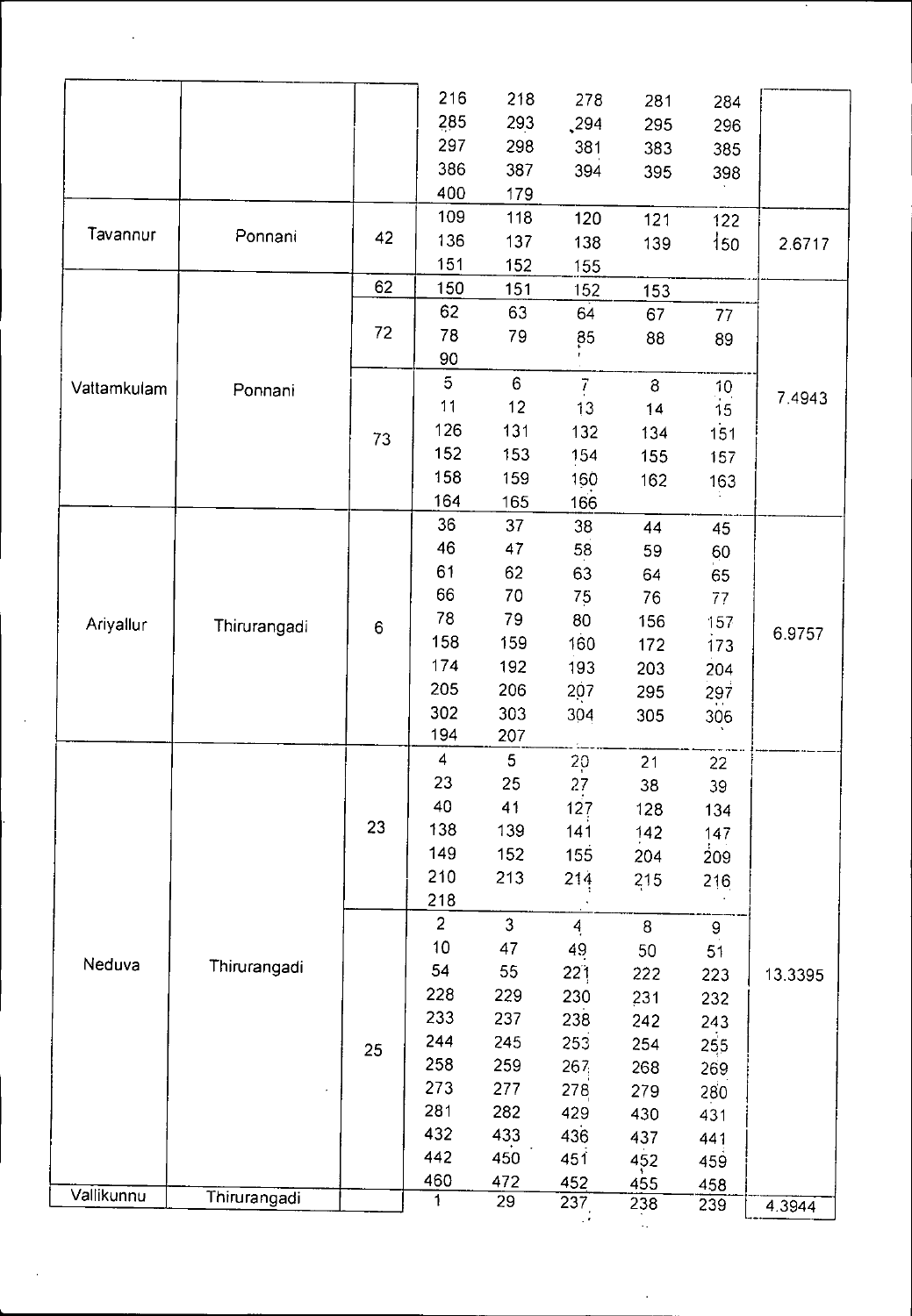| | | | | | | | | |
|---|---|---|---|---|---|---|---|---|
| | | | 216 | 218 | 278 | 281 | 284 | |
| | | | 285 | 293 | 294 | 295 | 296 | |
| | | | 297 | 298 | 381 | 383 | 385 | |
| | | | 386 | 387 | 394 | 395 | 398 | |
| | | | 400 | 179 | | | | |
| Tavannur | Ponnani | 42 | 109 | 118 | 120 | 121 | 122 | 2.6717 |
| | | | 136 | 137 | 138 | 139 | 150 | |
| | | | 151 | 152 | 155 | | | |
| Vattamkulam | Ponnani | 62 | 150 | 151 | 152 | 153 | | 7.4943 |
| | | 72 | 62 | 63 | 64 | 67 | 77 | |
| | | | 78 | 79 | 85 | 88 | 89 | |
| | | | 90 | | | | | |
| | | 73 | 5 | 6 | 7 | 8 | 10 | |
| | | | 11 | 12 | 13 | 14 | 15 | |
| | | | 126 | 131 | 132 | 134 | 151 | |
| | | | 152 | 153 | 154 | 155 | 157 | |
| | | | 158 | 159 | 160 | 162 | 163 | |
| | | | 164 | 165 | 166 | | | |
| Ariyallur | Thirurangadi | 6 | 36 | 37 | 38 | 44 | 45 | 6.9757 |
| | | | 46 | 47 | 58 | 59 | 60 | |
| | | | 61 | 62 | 63 | 64 | 65 | |
| | | | 66 | 70 | 75 | 76 | 77 | |
| | | | 78 | 79 | 80 | 156 | 157 | |
| | | | 158 | 159 | 160 | 172 | 173 | |
| | | | 174 | 192 | 193 | 203 | 204 | |
| | | | 205 | 206 | 207 | 295 | 297 | |
| | | | 302 | 303 | 304 | 305 | 306 | |
| | | | 194 | 207 | | | | |
| Neduva | Thirurangadi | 23 | 4 | 5 | 20 | 21 | 22 | 13.3395 |
| | | | 23 | 25 | 27 | 38 | 39 | |
| | | | 40 | 41 | 127 | 128 | 134 | |
| | | | 138 | 139 | 141 | 142 | 147 | |
| | | | 149 | 152 | 155 | 204 | 209 | |
| | | | 210 | 213 | 214 | 215 | 216 | |
| | | | 218 | | | | | |
| | | 25 | 2 | 3 | 4 | 8 | 9 | |
| | | | 10 | 47 | 49 | 50 | 51 | |
| | | | 54 | 55 | 221 | 222 | 223 | |
| | | | 228 | 229 | 230 | 231 | 232 | |
| | | | 233 | 237 | 238 | 242 | 243 | |
| | | | 244 | 245 | 253 | 254 | 255 | |
| | | | 258 | 259 | 267 | 268 | 269 | |
| | | | 273 | 277 | 278 | 279 | 280 | |
| | | | 281 | 282 | 429 | 430 | 431 | |
| | | | 432 | 433 | 436 | 437 | 441 | |
| | | | 442 | 450 | 451 | 452 | 459 | |
| | | | 460 | 472 | 452 | 455 | 458 | |
| Vallikunnu | Thirurangadi | | 1 | 29 | 237 | 238 | 239 | 4.3944 |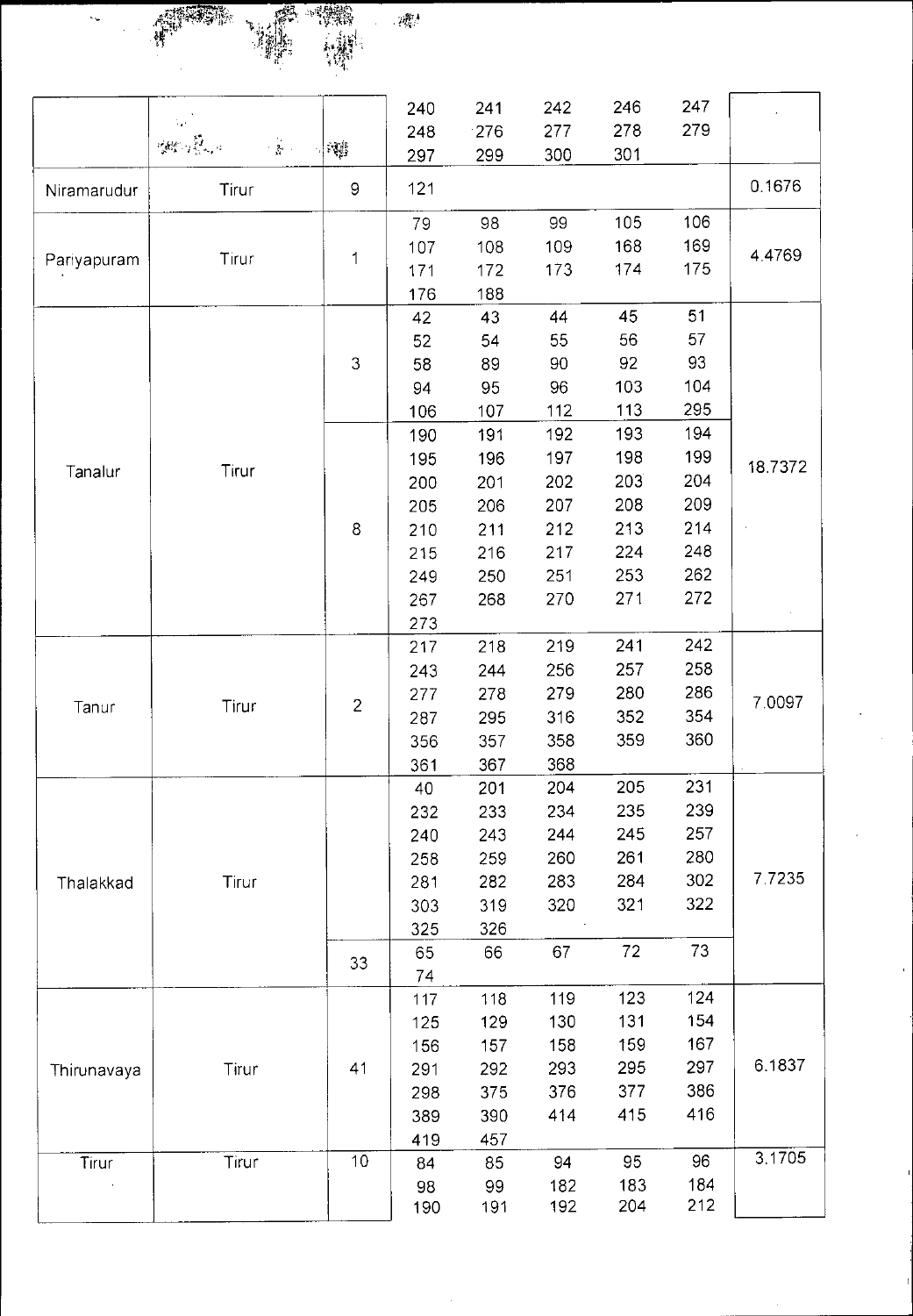| | | | | | | | | |
|---|---|---|---|---|---|---|---|---|
| | | | 240 | 241 | 242 | 246 | 247 | |
| | | | 248 | 276 | 277 | 278 | 279 | |
| | | | 297 | 299 | 300 | 301 | | |
| Niramarudur | Tirur | 9 | 121 | | | | | 0.1676 |
| Pariyapuram | Tirur | 1 | 79 | 98 | 99 | 105 | 106 | 4.4769 |
| | | | 107 | 108 | 109 | 168 | 169 | |
| | | | 171 | 172 | 173 | 174 | 175 | |
| | | | 176 | 188 | | | | |
| Tanalur | Tirur | 3 | 42 | 43 | 44 | 45 | 51 | 18.7372 |
| | | | 52 | 54 | 55 | 56 | 57 | |
| | | | 58 | 89 | 90 | 92 | 93 | |
| | | | 94 | 95 | 96 | 103 | 104 | |
| | | | 106 | 107 | 112 | 113 | 295 | |
| | | 8 | 190 | 191 | 192 | 193 | 194 | |
| | | | 195 | 196 | 197 | 198 | 199 | |
| | | | 200 | 201 | 202 | 203 | 204 | |
| | | | 205 | 206 | 207 | 208 | 209 | |
| | | | 210 | 211 | 212 | 213 | 214 | |
| | | | 215 | 216 | 217 | 224 | 248 | |
| | | | 249 | 250 | 251 | 253 | 262 | |
| | | | 267 | 268 | 270 | 271 | 272 | |
| | | | 273 | | | | | |
| Tanur | Tirur | 2 | 217 | 218 | 219 | 241 | 242 | 7.0097 |
| | | | 243 | 244 | 256 | 257 | 258 | |
| | | | 277 | 278 | 279 | 280 | 286 | |
| | | | 287 | 295 | 316 | 352 | 354 | |
| | | | 356 | 357 | 358 | 359 | 360 | |
| | | | 361 | 367 | 368 | | | |
| Thalakkad | Tirur | | 40 | 201 | 204 | 205 | 231 | 7.7235 |
| | | | 232 | 233 | 234 | 235 | 239 | |
| | | | 240 | 243 | 244 | 245 | 257 | |
| | | | 258 | 259 | 260 | 261 | 280 | |
| | | | 281 | 282 | 283 | 284 | 302 | |
| | | | 303 | 319 | 320 | 321 | 322 | |
| | | | 325 | 326 | | | | |
| | | 33 | 65 | 66 | 67 | 72 | 73 | |
| | | | 74 | | | | | |
| Thirunavaya | Tirur | 41 | 117 | 118 | 119 | 123 | 124 | 6.1837 |
| | | | 125 | 129 | 130 | 131 | 154 | |
| | | | 156 | 157 | 158 | 159 | 167 | |
| | | | 291 | 292 | 293 | 295 | 297 | |
| | | | 298 | 375 | 376 | 377 | 386 | |
| | | | 389 | 390 | 414 | 415 | 416 | |
| | | | 419 | 457 | | | | |
| Tirur | Tirur | 10 | 84 | 85 | 94 | 95 | 96 | 3.1705 |
| | | | 98 | 99 | 182 | 183 | 184 | |
| | | | 190 | 191 | 192 | 204 | 212 | |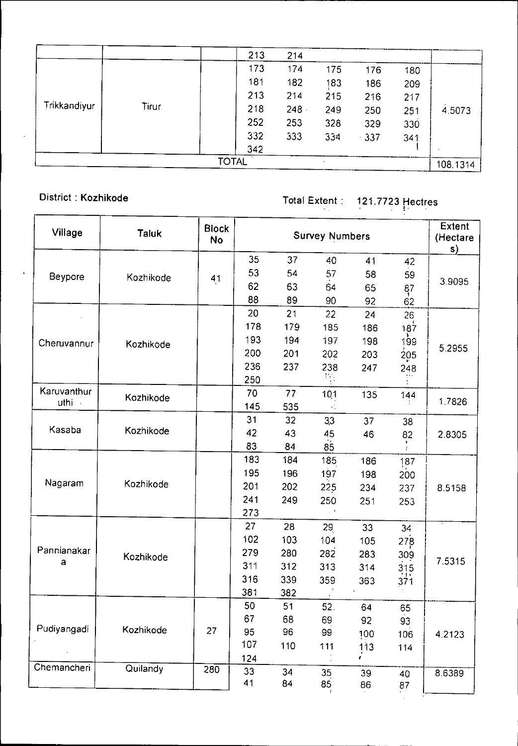| | | | | | | | | |
|---|---|---|---|---|---|---|---|---|
| | | | 213 | 214 | | | | |
| Trikkandiyur | Tirur | | 173 | 174 | 175 | 176 | 180 | 4.5073 |
| | | | 181 | 182 | 183 | 186 | 209 | |
| | | | 213 | 214 | 215 | 216 | 217 | |
| | | | 218 | 248 | 249 | 250 | 251 | |
| | | | 252 | 253 | 328 | 329 | 330 | |
| | | | 332 | 333 | 334 | 337 | 341 | |
| | | | 342 | | | | | |
| TOTAL | | | | | | | | 108.1314 |

District : Kozhikode

Total Extent : 121.7723 Hectres

| Village | Taluk | Block No | Survey Numbers | | | | | Extent (Hectares) |
|---|---|---|---|---|---|---|---|---|
| Beypore | Kozhikode | 41 | 35 | 37 | 40 | 41 | 42 | 3.9095 |
| | | | 53 | 54 | 57 | 58 | 59 | |
| | | | 62 | 63 | 64 | 65 | 87 | |
| | | | 88 | 89 | 90 | 92 | 62 | |
| Cheruvannur | Kozhikode | | 20 | 21 | 22 | 24 | 26 | 5.2955 |
| | | | 178 | 179 | 185 | 186 | 187 | |
| | | | 193 | 194 | 197 | 198 | 199 | |
| | | | 200 | 201 | 202 | 203 | 205 | |
| | | | 236 | 237 | 238 | 247 | 248 | |
| | | | 250 | | | | | |
| Karuvanthuruthi | Kozhikode | | 70 | 77 | 101 | 135 | 144 | 1.7826 |
| | | | 145 | 535 | | | | |
| Kasaba | Kozhikode | | 31 | 32 | 33 | 37 | 38 | 2.8305 |
| | | | 42 | 43 | 45 | 46 | 82 | |
| | | | 83 | 84 | 85 | | | |
| Nagaram | Kozhikode | | 183 | 184 | 185 | 186 | 187 | 8.5158 |
| | | | 195 | 196 | 197 | 198 | 200 | |
| | | | 201 | 202 | 225 | 234 | 237 | |
| | | | 241 | 249 | 250 | 251 | 253 | |
| | | | 273 | | | | | |
| Pannianakara | Kozhikode | | 27 | 28 | 29 | 33 | 34 | 7.5315 |
| | | | 102 | 103 | 104 | 105 | 278 | |
| | | | 279 | 280 | 282 | 283 | 309 | |
| | | | 311 | 312 | 313 | 314 | 315 | |
| | | | 316 | 339 | 359 | 363 | 371 | |
| | | | 381 | 382 | | | | |
| Pudiyangadi | Kozhikode | 27 | 50 | 51 | 52 | 64 | 65 | 4.2123 |
| | | | 67 | 68 | 69 | 92 | 93 | |
| | | | 95 | 96 | 99 | 100 | 106 | |
| | | | 107 | 110 | 111 | 113 | 114 | |
| | | | 124 | | | | | |
| Chemancheri | Quilandy | 280 | 33 | 34 | 35 | 39 | 40 | 8.6389 |
| | | | 41 | 84 | 85 | 86 | 87 | |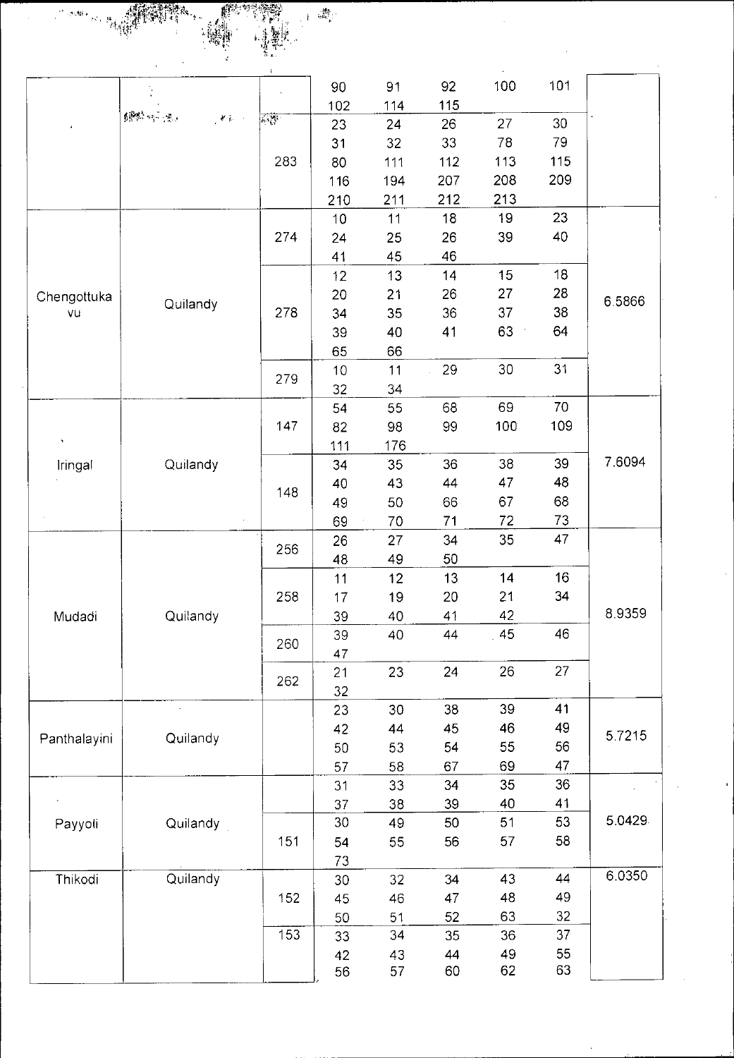| | | | | | | | | |
|---|---|---|---|---|---|---|---|---|
| | | | 90<br>102 | 91<br>114 | 92<br>115 | 100 | 101 | |
| | | 283 | 23<br>31<br>80<br>116<br>210 | 24<br>32<br>111<br>194<br>211 | 26<br>33<br>112<br>207<br>212 | 27<br>78<br>113<br>208<br>213 | 30<br>79<br>115<br>209 | |
| Chengottukavu | Quilandy | 274 | 10<br>24<br>41 | 11<br>25<br>45 | 18<br>26<br>46 | 19<br>39 | 23<br>40 | 6.5866 |
| | | 278 | 12<br>20<br>34<br>39<br>65 | 13<br>21<br>35<br>40<br>66 | 14<br>26<br>36<br>41 | 15<br>27<br>37<br>63 | 18<br>28<br>38<br>64 | |
| | | 279 | 10<br>32 | 11<br>34 | 29 | 30 | 31 | |
| Iringal | Quilandy | 147 | 54<br>82<br>111 | 55<br>98<br>176 | 68<br>99 | 69<br>100 | 70<br>109 | 7.6094 |
| | | 148 | 34<br>40<br>49<br>69 | 35<br>43<br>50<br>70 | 36<br>44<br>66<br>71 | 38<br>47<br>67<br>72 | 39<br>48<br>68<br>73 | |
| Mudadi | Quilandy | 256 | 26<br>48 | 27<br>49 | 34<br>50 | 35 | 47 | 8.9359 |
| | | 258 | 11<br>17<br>39 | 12<br>19<br>40 | 13<br>20<br>41 | 14<br>21<br>42 | 16<br>34 | |
| | | 260 | 39<br>47 | 40 | 44 | 45 | 46 | |
| | | 262 | 21<br>32 | 23 | 24 | 26 | 27 | |
| Panthalayini | Quilandy | | 23<br>42<br>50<br>57 | 30<br>44<br>53<br>58 | 38<br>45<br>54<br>67 | 39<br>46<br>55<br>69 | 41<br>49<br>56<br>47 | 5.7215 |
| Payyoli | Quilandy | | 31<br>37 | 33<br>38 | 34<br>39 | 35<br>40 | 36<br>41 | 5.0429 |
| | | 151 | 30<br>54<br>73 | 49<br>55 | 50<br>56 | 51<br>57 | 53<br>58 | |
| Thikodi | Quilandy | 152 | 30<br>45<br>50 | 32<br>46<br>51 | 34<br>47<br>52 | 43<br>48<br>63 | 44<br>49<br>32 | 6.0350 |
| | | 153 | 33<br>42<br>56 | 34<br>43<br>57 | 35<br>44<br>60 | 36<br>49<br>62 | 37<br>55<br>63 | |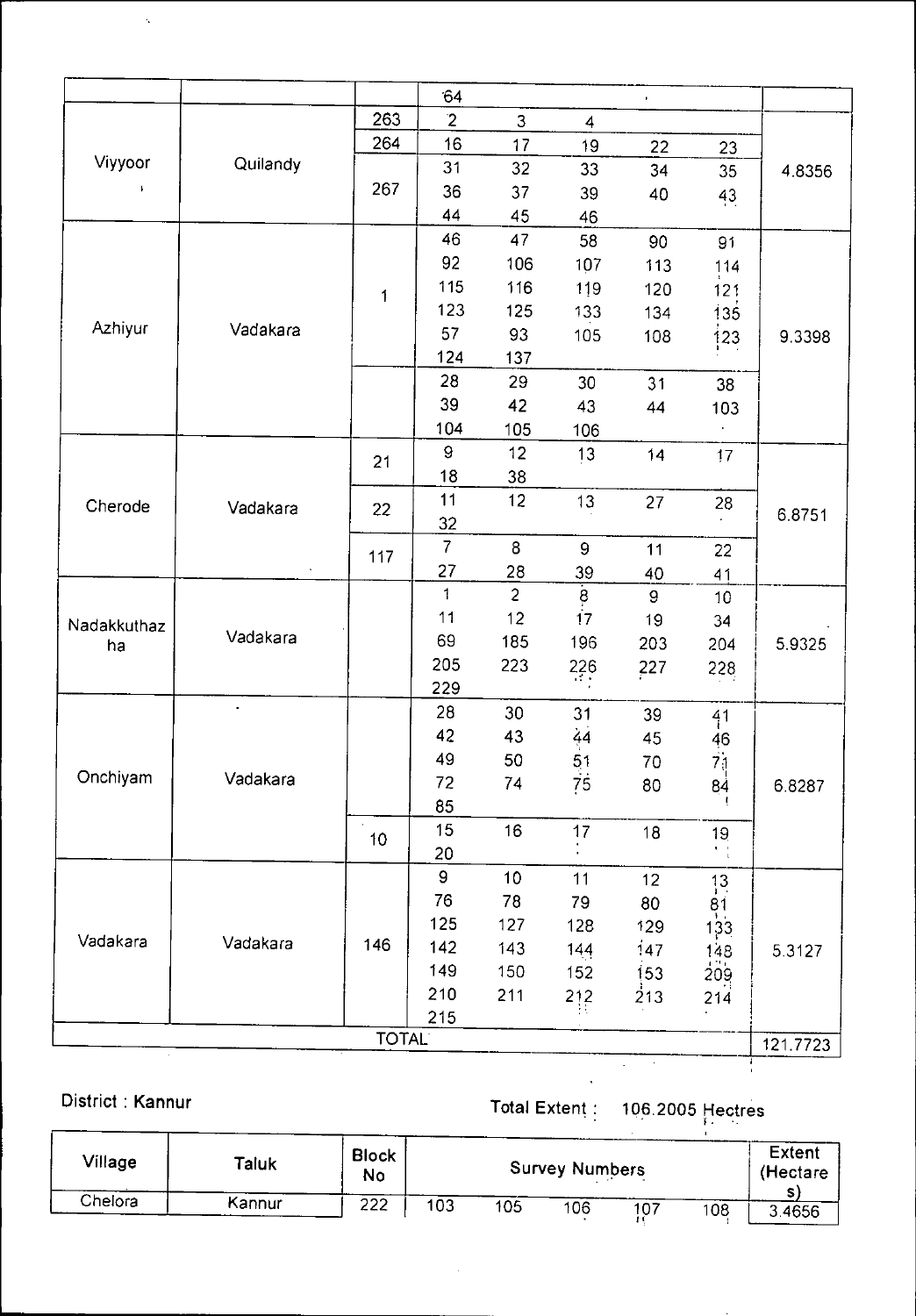| | | | | | | | | |
|---|---|---|---|---|---|---|---|---|
| | | | 64 | | | | | |
| Viyyoor | Quilandy | 263 | 2 | 3 | 4 | | | 4.8356 |
| | | 264 | 16 | 17 | 19 | 22 | 23 | |
| | | 267 | 31 | 32 | 33 | 34 | 35 | |
| | | | 36 | 37 | 39 | 40 | 43 | |
| | | | 44 | 45 | 46 | | | |
| Azhiyur | Vadakara | 1 | 46 | 47 | 58 | 90 | 91 | 9.3398 |
| | | | 92 | 106 | 107 | 113 | 114 | |
| | | | 115 | 116 | 119 | 120 | 121 | |
| | | | 123 | 125 | 133 | 134 | 135 | |
| | | | 57 | 93 | 105 | 108 | 123 | |
| | | | 124 | 137 | | | | |
| | | | 28 | 29 | 30 | 31 | 38 | |
| | | | 39 | 42 | 43 | 44 | 103 | |
| | | | 104 | 105 | 106 | | | |
| Cherode | Vadakara | 21 | 9 | 12 | 13 | 14 | 17 | 6.8751 |
| | | | 18 | 38 | | | | |
| | | 22 | 11 | 12 | 13 | 27 | 28 | |
| | | | 32 | | | | | |
| | | 117 | 7 | 8 | 9 | 11 | 22 | |
| | | | 27 | 28 | 39 | 40 | 41 | |
| Nadakkuthazha | Vadakara | | 1 | 2 | 8 | 9 | 10 | 5.9325 |
| | | | 11 | 12 | 17 | 19 | 34 | |
| | | | 69 | 185 | 196 | 203 | 204 | |
| | | | 205 | 223 | 226 | 227 | 228 | |
| | | | 229 | | | | | |
| Onchiyam | Vadakara | | 28 | 30 | 31 | 39 | 41 | 6.8287 |
| | | | 42 | 43 | 44 | 45 | 46 | |
| | | | 49 | 50 | 51 | 70 | 71 | |
| | | | 72 | 74 | 75 | 80 | 84 | |
| | | | 85 | | | | | |
| | | 10 | 15 | 16 | 17 | 18 | 19 | |
| | | | 20 | | | | | |
| Vadakara | Vadakara | 146 | 9 | 10 | 11 | 12 | 13 | 5.3127 |
| | | | 76 | 78 | 79 | 80 | 81 | |
| | | | 125 | 127 | 128 | 129 | 133 | |
| | | | 142 | 143 | 144 | 147 | 148 | |
| | | | 149 | 150 | 152 | 153 | 209 | |
| | | | 210 | 211 | 212 | 213 | 214 | |
| | | | 215 | | | | | |
| TOTAL | | | | | | | | 121.7723 |

District : Kannur

Total Extent : 106.2005 Hectres

| Village | Taluk | Block No | Survey Numbers | | | | | Extent (Hectares) |
|---|---|---|---|---|---|---|---|---|
| Chelora | Kannur | 222 | 103 | 105 | 106 | 107 | 108 | 3.4656 |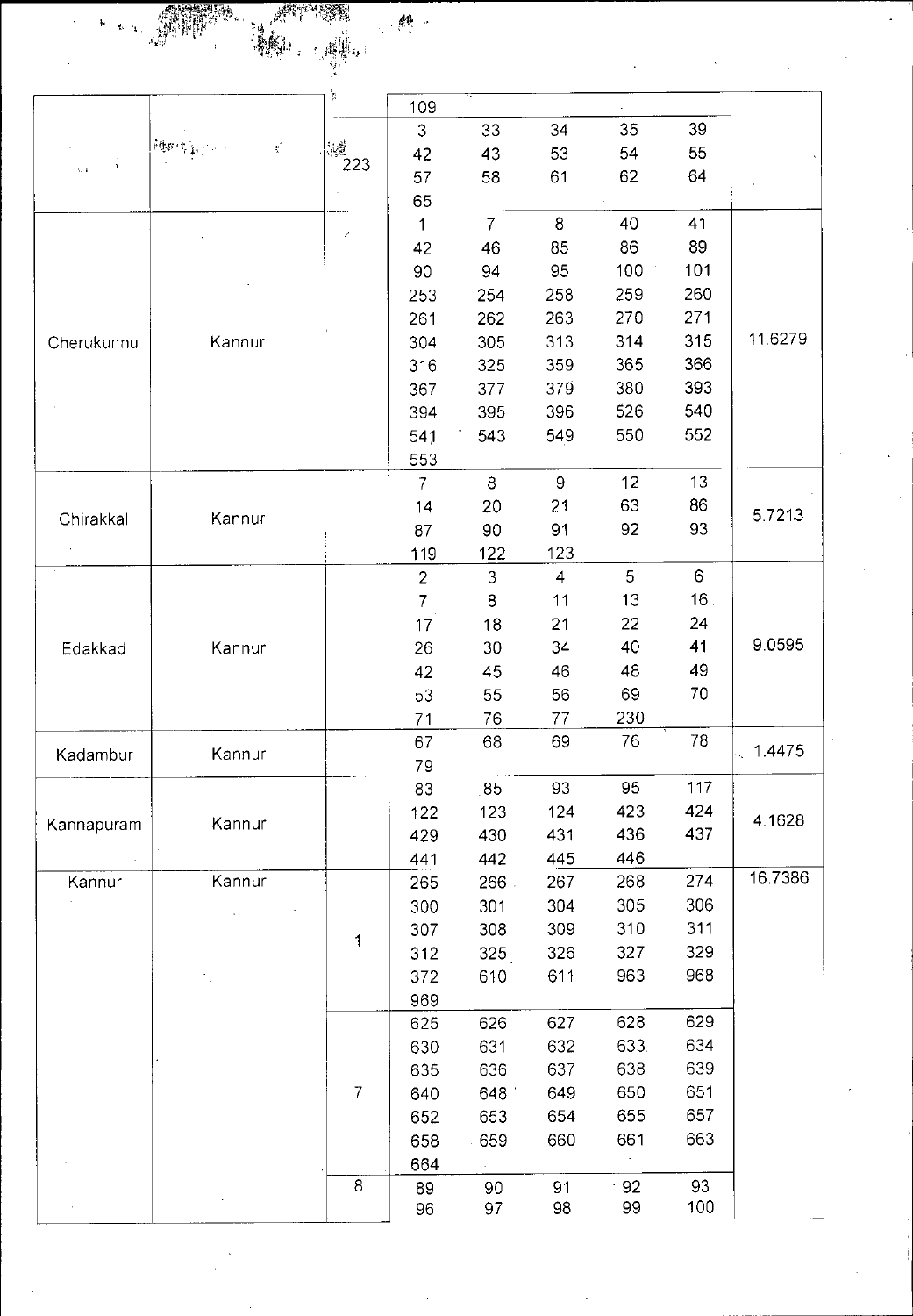| Village | District | Block No. | Survey Nos. | | | | | Area |
|---|---|---|---|---|---|---|---|---|
| | | | 109 | | | | | |
| | | 223 | 3 | 33 | 34 | 35 | 39 | |
| | | | 42 | 43 | 53 | 54 | 55 | |
| | | | 57 | 58 | 61 | 62 | 64 | |
| | | | 65 | | | | | |
| Cherukunnu | Kannur | | 1 | 7 | 8 | 40 | 41 | 11.6279 |
| | | | 42 | 46 | 85 | 86 | 89 | |
| | | | 90 | 94 | 95 | 100 | 101 | |
| | | | 253 | 254 | 258 | 259 | 260 | |
| | | | 261 | 262 | 263 | 270 | 271 | |
| | | | 304 | 305 | 313 | 314 | 315 | |
| | | | 316 | 325 | 359 | 365 | 366 | |
| | | | 367 | 377 | 379 | 380 | 393 | |
| | | | 394 | 395 | 396 | 526 | 540 | |
| | | | 541 | 543 | 549 | 550 | 552 | |
| | | | 553 | | | | | |
| Chirakkal | Kannur | | 7 | 8 | 9 | 12 | 13 | 5.7213 |
| | | | 14 | 20 | 21 | 63 | 86 | |
| | | | 87 | 90 | 91 | 92 | 93 | |
| | | | 119 | 122 | 123 | | | |
| Edakkad | Kannur | | 2 | 3 | 4 | 5 | 6 | 9.0595 |
| | | | 7 | 8 | 11 | 13 | 16 | |
| | | | 17 | 18 | 21 | 22 | 24 | |
| | | | 26 | 30 | 34 | 40 | 41 | |
| | | | 42 | 45 | 46 | 48 | 49 | |
| | | | 53 | 55 | 56 | 69 | 70 | |
| | | | 71 | 76 | 77 | 230 | | |
| Kadambur | Kannur | | 67 | 68 | 69 | 76 | 78 | 1.4475 |
| | | | 79 | | | | | |
| Kannapuram | Kannur | | 83 | 85 | 93 | 95 | 117 | 4.1628 |
| | | | 122 | 123 | 124 | 423 | 424 | |
| | | | 429 | 430 | 431 | 436 | 437 | |
| | | | 441 | 442 | 445 | 446 | | |
| Kannur | Kannur | 1 | 265 | 266 | 267 | 268 | 274 | 16.7386 |
| | | | 300 | 301 | 304 | 305 | 306 | |
| | | | 307 | 308 | 309 | 310 | 311 | |
| | | | 312 | 325 | 326 | 327 | 329 | |
| | | | 372 | 610 | 611 | 963 | 968 | |
| | | | 969 | | | | | |
| | | 7 | 625 | 626 | 627 | 628 | 629 | |
| | | | 630 | 631 | 632 | 633 | 634 | |
| | | | 635 | 636 | 637 | 638 | 639 | |
| | | | 640 | 648 | 649 | 650 | 651 | |
| | | | 652 | 653 | 654 | 655 | 657 | |
| | | | 658 | 659 | 660 | 661 | 663 | |
| | | | 664 | | | | | |
| | | 8 | 89 | 90 | 91 | 92 | 93 | |
| | | | 96 | 97 | 98 | 99 | 100 | |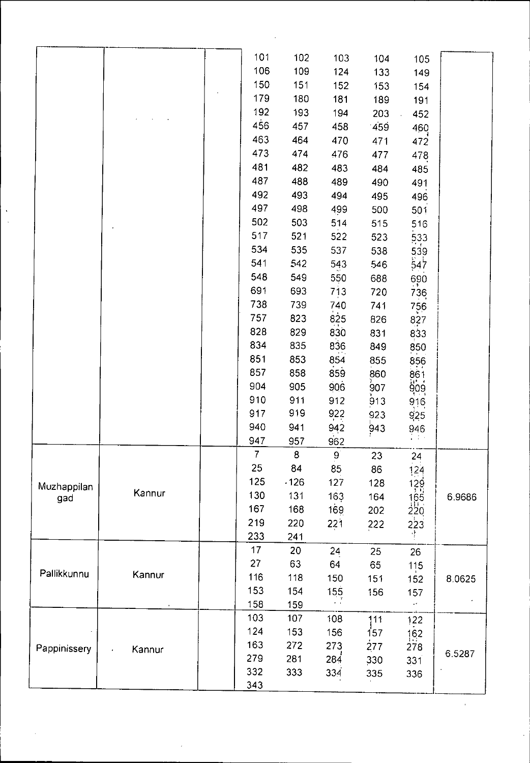| | | | | | | | | |
|---|---|---|---|---|---|---|---|---|
| | | | 101 | 102 | 103 | 104 | 105 | |
| | | | 106 | 109 | 124 | 133 | 149 | |
| | | | 150 | 151 | 152 | 153 | 154 | |
| | | | 179 | 180 | 181 | 189 | 191 | |
| | | | 192 | 193 | 194 | 203 | 452 | |
| | | | 456 | 457 | 458 | 459 | 460 | |
| | | | 463 | 464 | 470 | 471 | 472 | |
| | | | 473 | 474 | 476 | 477 | 478 | |
| | | | 481 | 482 | 483 | 484 | 485 | |
| | | | 487 | 488 | 489 | 490 | 491 | |
| | | | 492 | 493 | 494 | 495 | 496 | |
| | | | 497 | 498 | 499 | 500 | 501 | |
| | | | 502 | 503 | 514 | 515 | 516 | |
| | | | 517 | 521 | 522 | 523 | 533 | |
| | | | 534 | 535 | 537 | 538 | 539 | |
| | | | 541 | 542 | 543 | 546 | 547 | |
| | | | 548 | 549 | 550 | 688 | 690 | |
| | | | 691 | 693 | 713 | 720 | 736 | |
| | | | 738 | 739 | 740 | 741 | 756 | |
| | | | 757 | 823 | 825 | 826 | 827 | |
| | | | 828 | 829 | 830 | 831 | 833 | |
| | | | 834 | 835 | 836 | 849 | 850 | |
| | | | 851 | 853 | 854 | 855 | 856 | |
| | | | 857 | 858 | 859 | 860 | 861 | |
| | | | 904 | 905 | 906 | 907 | 909 | |
| | | | 910 | 911 | 912 | 913 | 916 | |
| | | | 917 | 919 | 922 | 923 | 925 | |
| | | | 940 | 941 | 942 | 943 | 946 | |
| | | | 947 | 957 | 962 | | | |
| Muzhappilangad | Kannur | | 7 | 8 | 9 | 23 | 24 | 6.9686 |
| | | | 25 | 84 | 85 | 86 | 124 | |
| | | | 125 | 126 | 127 | 128 | 129 | |
| | | | 130 | 131 | 163 | 164 | 165 | |
| | | | 167 | 168 | 169 | 202 | 220 | |
| | | | 219 | 220 | 221 | 222 | 223 | |
| | | | 233 | 241 | | | | |
| Pallikkunnu | Kannur | | 17 | 20 | 24 | 25 | 26 | 8.0625 |
| | | | 27 | 63 | 64 | 65 | 115 | |
| | | | 116 | 118 | 150 | 151 | 152 | |
| | | | 153 | 154 | 155 | 156 | 157 | |
| | | | 158 | 159 | | | | |
| Pappinissery | Kannur | | 103 | 107 | 108 | 111 | 122 | 6.5287 |
| | | | 124 | 153 | 156 | 157 | 162 | |
| | | | 163 | 272 | 273 | 277 | 278 | |
| | | | 279 | 281 | 284 | 330 | 331 | |
| | | | 332 | 333 | 334 | 335 | 336 | |
| | | | 343 | | | | | |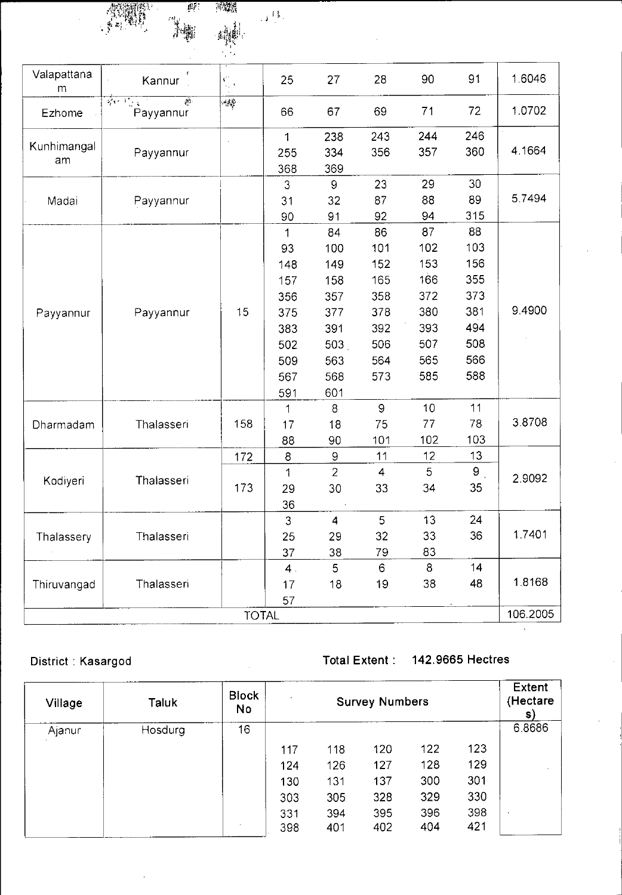| Valapattanam | Kannur | | 25 | 27 | 28 | 90 | 91 | 1.6046 |
|---|---|---|---|---|---|---|---|---|
| Ezhome | Payyannur | | 66 | 67 | 69 | 71 | 72 | 1.0702 |
| Kunhimangalam | Payyannur | | 1 | 238 | 243 | 244 | 246 | 4.1664 |
| | | | 255 | 334 | 356 | 357 | 360 | |
| | | | 368 | 369 | | | | |
| Madai | Payyannur | | 3 | 9 | 23 | 29 | 30 | 5.7494 |
| | | | 31 | 32 | 87 | 88 | 89 | |
| | | | 90 | 91 | 92 | 94 | 315 | |
| Payyannur | Payyannur | 15 | 1 | 84 | 86 | 87 | 88 | 9.4900 |
| | | | 93 | 100 | 101 | 102 | 103 | |
| | | | 148 | 149 | 152 | 153 | 156 | |
| | | | 157 | 158 | 165 | 166 | 355 | |
| | | | 356 | 357 | 358 | 372 | 373 | |
| | | | 375 | 377 | 378 | 380 | 381 | |
| | | | 383 | 391 | 392 | 393 | 494 | |
| | | | 502 | 503 | 506 | 507 | 508 | |
| | | | 509 | 563 | 564 | 565 | 566 | |
| | | | 567 | 568 | 573 | 585 | 588 | |
| | | | 591 | 601 | | | | |
| Dharmadam | Thalasseri | 158 | 1 | 8 | 9 | 10 | 11 | 3.8708 |
| | | | 17 | 18 | 75 | 77 | 78 | |
| | | | 88 | 90 | 101 | 102 | 103 | |
| Kodiyeri | Thalasseri | 172 | 8 | 9 | 11 | 12 | 13 | 2.9092 |
| | | 173 | 1 | 2 | 4 | 5 | 9 | |
| | | | 29 | 30 | 33 | 34 | 35 | |
| | | | 36 | | | | | |
| Thalassery | Thalasseri | | 3 | 4 | 5 | 13 | 24 | 1.7401 |
| | | | 25 | 29 | 32 | 33 | 36 | |
| | | | 37 | 38 | 79 | 83 | | |
| Thiruvangad | Thalasseri | | 4 | 5 | 6 | 8 | 14 | 1.8168 |
| | | | 17 | 18 | 19 | 38 | 48 | |
| | | | 57 | | | | | |
| TOTAL | | | | | | | | 106.2005 |

District : Kasargod

Total Extent : 142.9665 Hectres

| Village | Taluk | Block No | Survey Numbers | | | | | Extent (Hectares) |
|---|---|---|---|---|---|---|---|---|
| Ajanur | Hosdurg | 16 | | | | | | 6.8686 |
| | | | 117 | 118 | 120 | 122 | 123 | |
| | | | 124 | 126 | 127 | 128 | 129 | |
| | | | 130 | 131 | 137 | 300 | 301 | |
| | | | 303 | 305 | 328 | 329 | 330 | |
| | | | 331 | 394 | 395 | 396 | 398 | |
| | | | 398 | 401 | 402 | 404 | 421 | |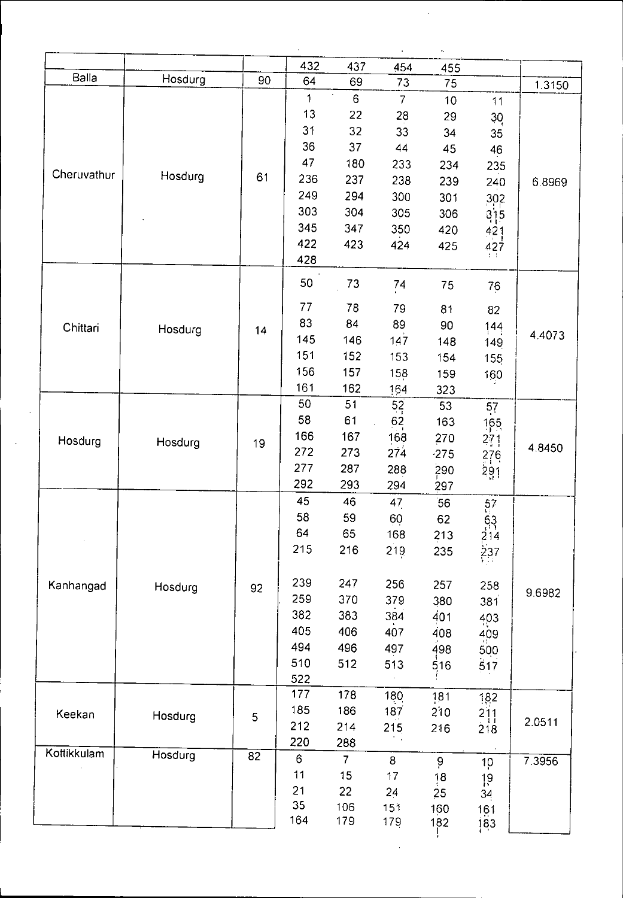| | | | | | | | | |
|---|---|---|---|---|---|---|---|---|
| | | | 432 | 437 | 454 | 455 | | |
| Balla | Hosdurg | 90 | 64 | 69 | 73 | 75 | | 1.3150 |
| Cheruvathur | Hosdurg | 61 | 1 | 6 | 7 | 10 | 11 | 6.8969 |
| | | | 13 | 22 | 28 | 29 | 30 | |
| | | | 31 | 32 | 33 | 34 | 35 | |
| | | | 36 | 37 | 44 | 45 | 46 | |
| | | | 47 | 180 | 233 | 234 | 235 | |
| | | | 236 | 237 | 238 | 239 | 240 | |
| | | | 249 | 294 | 300 | 301 | 302 | |
| | | | 303 | 304 | 305 | 306 | 315 | |
| | | | 345 | 347 | 350 | 420 | 421 | |
| | | | 422 | 423 | 424 | 425 | 427 | |
| | | | 428 | | | | | |
| Chittari | Hosdurg | 14 | 50 | 73 | 74 | 75 | 76 | 4.4073 |
| | | | 77 | 78 | 79 | 81 | 82 | |
| | | | 83 | 84 | 89 | 90 | 144 | |
| | | | 145 | 146 | 147 | 148 | 149 | |
| | | | 151 | 152 | 153 | 154 | 155 | |
| | | | 156 | 157 | 158 | 159 | 160 | |
| | | | 161 | 162 | 164 | 323 | | |
| Hosdurg | Hosdurg | 19 | 50 | 51 | 52 | 53 | 57 | 4.8450 |
| | | | 58 | 61 | 62 | 163 | 165 | |
| | | | 166 | 167 | 168 | 270 | 271 | |
| | | | 272 | 273 | 274 | 275 | 276 | |
| | | | 277 | 287 | 288 | 290 | 291 | |
| | | | 292 | 293 | 294 | 297 | | |
| Kanhangad | Hosdurg | 92 | 45 | 46 | 47 | 56 | 57 | 9.6982 |
| | | | 58 | 59 | 60 | 62 | 63 | |
| | | | 64 | 65 | 168 | 213 | 214 | |
| | | | 215 | 216 | 219 | 235 | 237 | |
| | | | 239 | 247 | 256 | 257 | 258 | |
| | | | 259 | 370 | 379 | 380 | 381 | |
| | | | 382 | 383 | 384 | 401 | 403 | |
| | | | 405 | 406 | 407 | 408 | 409 | |
| | | | 494 | 496 | 497 | 498 | 500 | |
| | | | 510 | 512 | 513 | 516 | 517 | |
| | | | 522 | | | | | |
| Keekan | Hosdurg | 5 | 177 | 178 | 180 | 181 | 182 | 2.0511 |
| | | | 185 | 186 | 187 | 210 | 211 | |
| | | | 212 | 214 | 215 | 216 | 218 | |
| | | | 220 | 288 | | | | |
| Kottikkulam | Hosdurg | 82 | 6 | 7 | 8 | 9 | 10 | 7.3956 |
| | | | 11 | 15 | 17 | 18 | 19 | |
| | | | 21 | 22 | 24 | 25 | 34 | |
| | | | 35 | 106 | 151 | 160 | 161 | |
| | | | 164 | 179 | 179 | 182 | 183 | |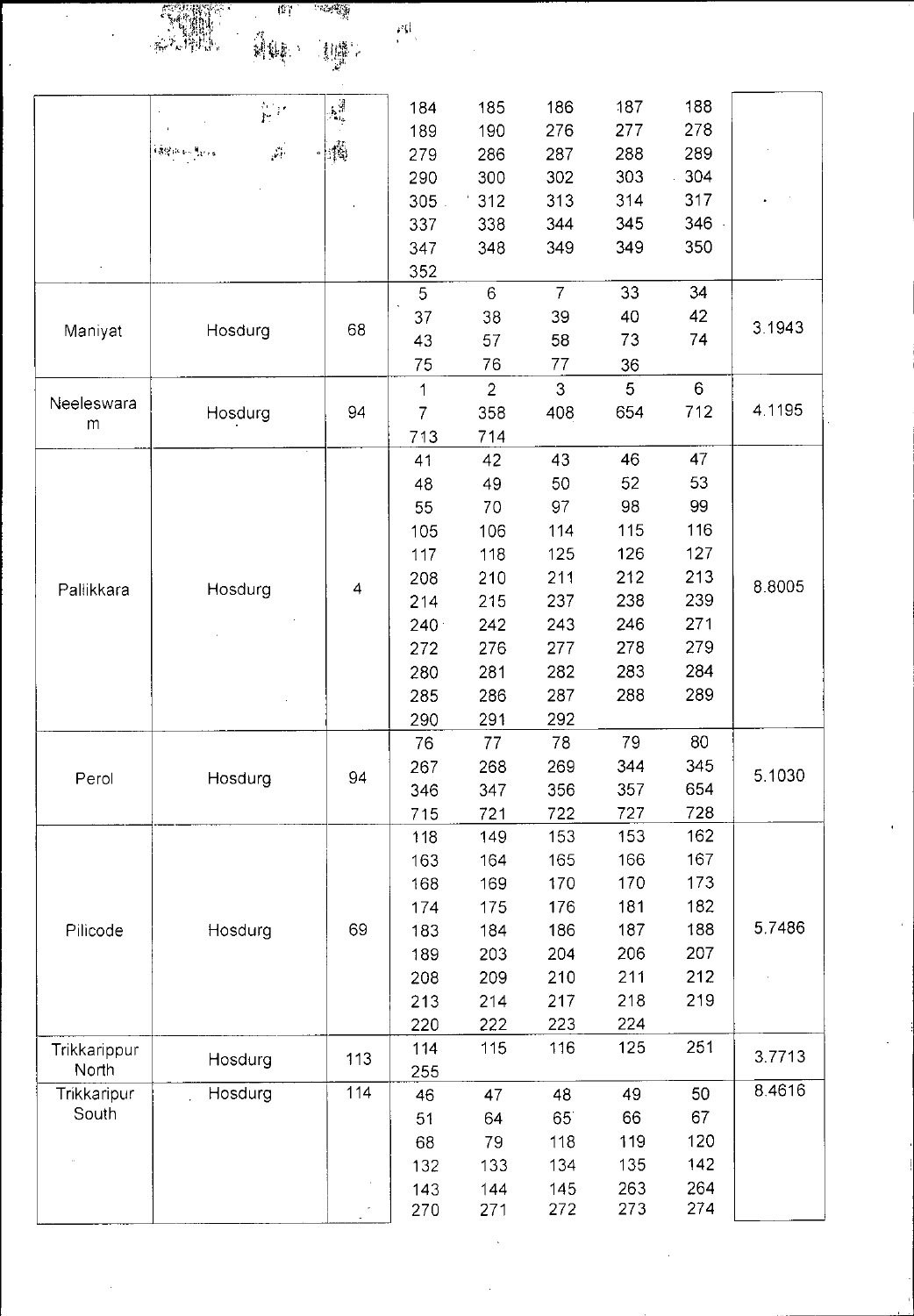| | | | | | | | | |
|---|---|---|---|---|---|---|---|---|
| | | | 184 | 185 | 186 | 187 | 188 | |
| | | | 189 | 190 | 276 | 277 | 278 | |
| | | | 279 | 286 | 287 | 288 | 289 | |
| | | | 290 | 300 | 302 | 303 | 304 | |
| | | | 305 | 312 | 313 | 314 | 317 | |
| | | | 337 | 338 | 344 | 345 | 346 | |
| | | | 347 | 348 | 349 | 349 | 350 | |
| | | | 352 | | | | | |
| Maniyat | Hosdurg | 68 | 5 | 6 | 7 | 33 | 34 | 3.1943 |
| | | | 37 | 38 | 39 | 40 | 42 | |
| | | | 43 | 57 | 58 | 73 | 74 | |
| | | | 75 | 76 | 77 | 36 | | |
| Neeleswaram | Hosdurg | 94 | 1 | 2 | 3 | 5 | 6 | 4.1195 |
| | | | 7 | 358 | 408 | 654 | 712 | |
| | | | 713 | 714 | | | | |
| Pallikkara | Hosdurg | 4 | 41 | 42 | 43 | 46 | 47 | 8.8005 |
| | | | 48 | 49 | 50 | 52 | 53 | |
| | | | 55 | 70 | 97 | 98 | 99 | |
| | | | 105 | 106 | 114 | 115 | 116 | |
| | | | 117 | 118 | 125 | 126 | 127 | |
| | | | 208 | 210 | 211 | 212 | 213 | |
| | | | 214 | 215 | 237 | 238 | 239 | |
| | | | 240 | 242 | 243 | 246 | 271 | |
| | | | 272 | 276 | 277 | 278 | 279 | |
| | | | 280 | 281 | 282 | 283 | 284 | |
| | | | 285 | 286 | 287 | 288 | 289 | |
| | | | 290 | 291 | 292 | | | |
| Perol | Hosdurg | 94 | 76 | 77 | 78 | 79 | 80 | 5.1030 |
| | | | 267 | 268 | 269 | 344 | 345 | |
| | | | 346 | 347 | 356 | 357 | 654 | |
| | | | 715 | 721 | 722 | 727 | 728 | |
| Pilicode | Hosdurg | 69 | 118 | 149 | 153 | 153 | 162 | 5.7486 |
| | | | 163 | 164 | 165 | 166 | 167 | |
| | | | 168 | 169 | 170 | 170 | 173 | |
| | | | 174 | 175 | 176 | 181 | 182 | |
| | | | 183 | 184 | 186 | 187 | 188 | |
| | | | 189 | 203 | 204 | 206 | 207 | |
| | | | 208 | 209 | 210 | 211 | 212 | |
| | | | 213 | 214 | 217 | 218 | 219 | |
| | | | 220 | 222 | 223 | 224 | | |
| Trikkarippur North | Hosdurg | 113 | 114 | 115 | 116 | 125 | 251 | 3.7713 |
| | | | 255 | | | | | |
| Trikkaripur South | Hosdurg | 114 | 46 | 47 | 48 | 49 | 50 | 8.4616 |
| | | | 51 | 64 | 65 | 66 | 67 | |
| | | | 68 | 79 | 118 | 119 | 120 | |
| | | | 132 | 133 | 134 | 135 | 142 | |
| | | | 143 | 144 | 145 | 263 | 264 | |
| | | | 270 | 271 | 272 | 273 | 274 | |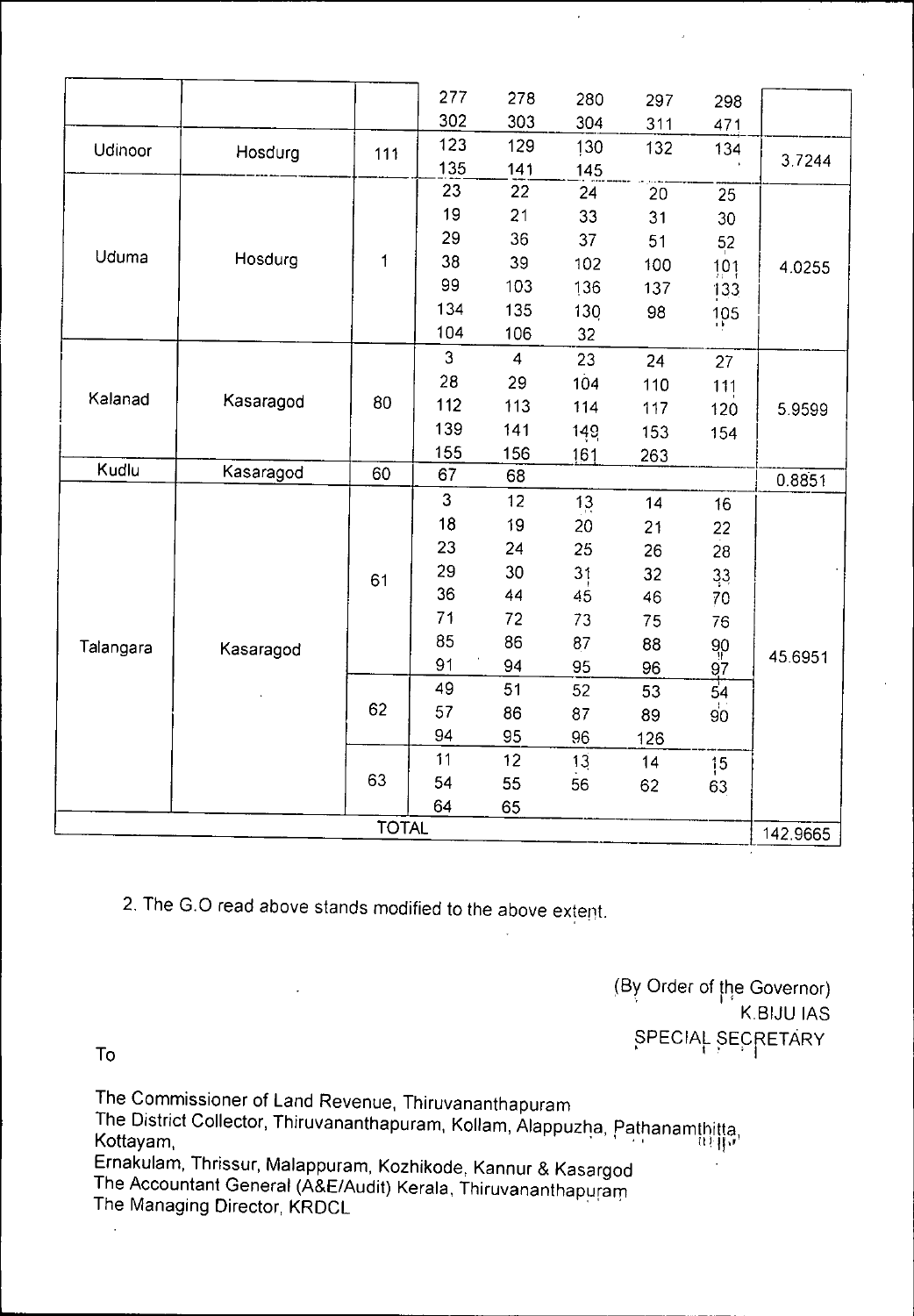| | | | | | | | | |
|---|---|---|---|---|---|---|---|---|
| | | | 277 | 278 | 280 | 297 | 298 | |
| | | | 302 | 303 | 304 | 311 | 471 | |
| Udinoor | Hosdurg | 111 | 123 | 129 | 130 | 132 | 134 | 3.7244 |
| | | | 135 | 141 | 145 | | | |
| Uduma | Hosdurg | 1 | 23 | 22 | 24 | 20 | 25 | 4.0255 |
| | | | 19 | 21 | 33 | 31 | 30 | |
| | | | 29 | 36 | 37 | 51 | 52 | |
| | | | 38 | 39 | 102 | 100 | 101 | |
| | | | 99 | 103 | 136 | 137 | 133 | |
| | | | 134 | 135 | 130 | 98 | 105 | |
| | | | 104 | 106 | 32 | | | |
| Kalanad | Kasaragod | 80 | 3 | 4 | 23 | 24 | 27 | 5.9599 |
| | | | 28 | 29 | 104 | 110 | 111 | |
| | | | 112 | 113 | 114 | 117 | 120 | |
| | | | 139 | 141 | 149 | 153 | 154 | |
| | | | 155 | 156 | 161 | 263 | | |
| Kudlu | Kasaragod | 60 | 67 | 68 | | | | 0.8851 |
| Talangara | Kasaragod | 61 | 3 | 12 | 13 | 14 | 16 | 45.6951 |
| | | | 18 | 19 | 20 | 21 | 22 | |
| | | | 23 | 24 | 25 | 26 | 28 | |
| | | | 29 | 30 | 31 | 32 | 33 | |
| | | | 36 | 44 | 45 | 46 | 70 | |
| | | | 71 | 72 | 73 | 75 | 76 | |
| | | | 85 | 86 | 87 | 88 | 90 | |
| | | | 91 | 94 | 95 | 96 | 97 | |
| | | 62 | 49 | 51 | 52 | 53 | 54 | |
| | | | 57 | 86 | 87 | 89 | 90 | |
| | | | 94 | 95 | 96 | 126 | | |
| | | 63 | 11 | 12 | 13 | 14 | 15 | |
| | | | 54 | 55 | 56 | 62 | 63 | |
| | | | 64 | 65 | | | | |
| TOTAL | | | | | | | | 142.9665 |

2. The G.O read above stands modified to the above extent.

(By Order of the Governor)
K.BIJU IAS
SPECIAL SECRETARY

To

The Commissioner of Land Revenue, Thiruvananthapuram
The District Collector, Thiruvananthapuram, Kollam, Alappuzha, Pathanamthitta, Kottayam,
Ernakulam, Thrissur, Malappuram, Kozhikode, Kannur & Kasargod
The Accountant General (A&E/Audit) Kerala, Thiruvananthapuram
The Managing Director, KRDCL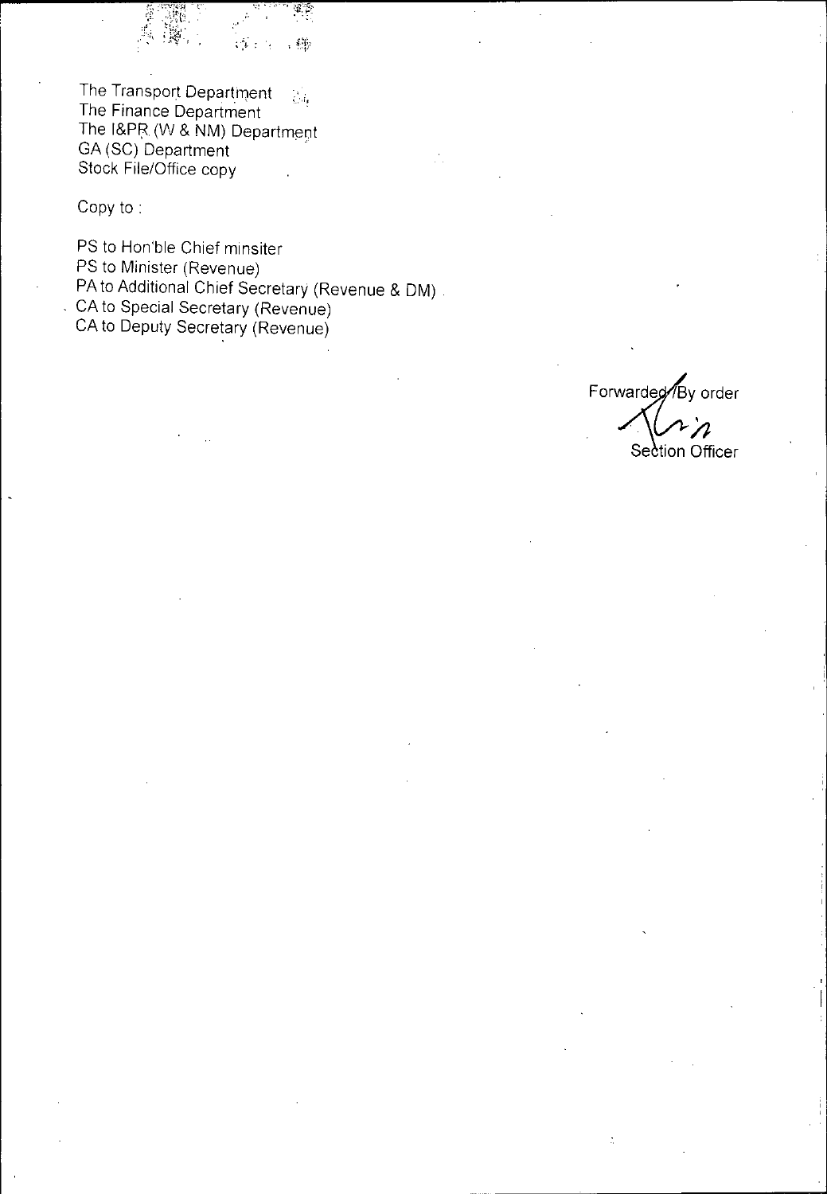The Transport Department
The Finance Department
The I&PR (W & NM) Department
GA (SC) Department
Stock File/Office copy

Copy to :

PS to Hon'ble Chief minsiter
PS to Minister (Revenue)
PA to Additional Chief Secretary (Revenue & DM)
CA to Special Secretary (Revenue)
CA to Deputy Secretary (Revenue)

Forwarded/By order

Section Officer